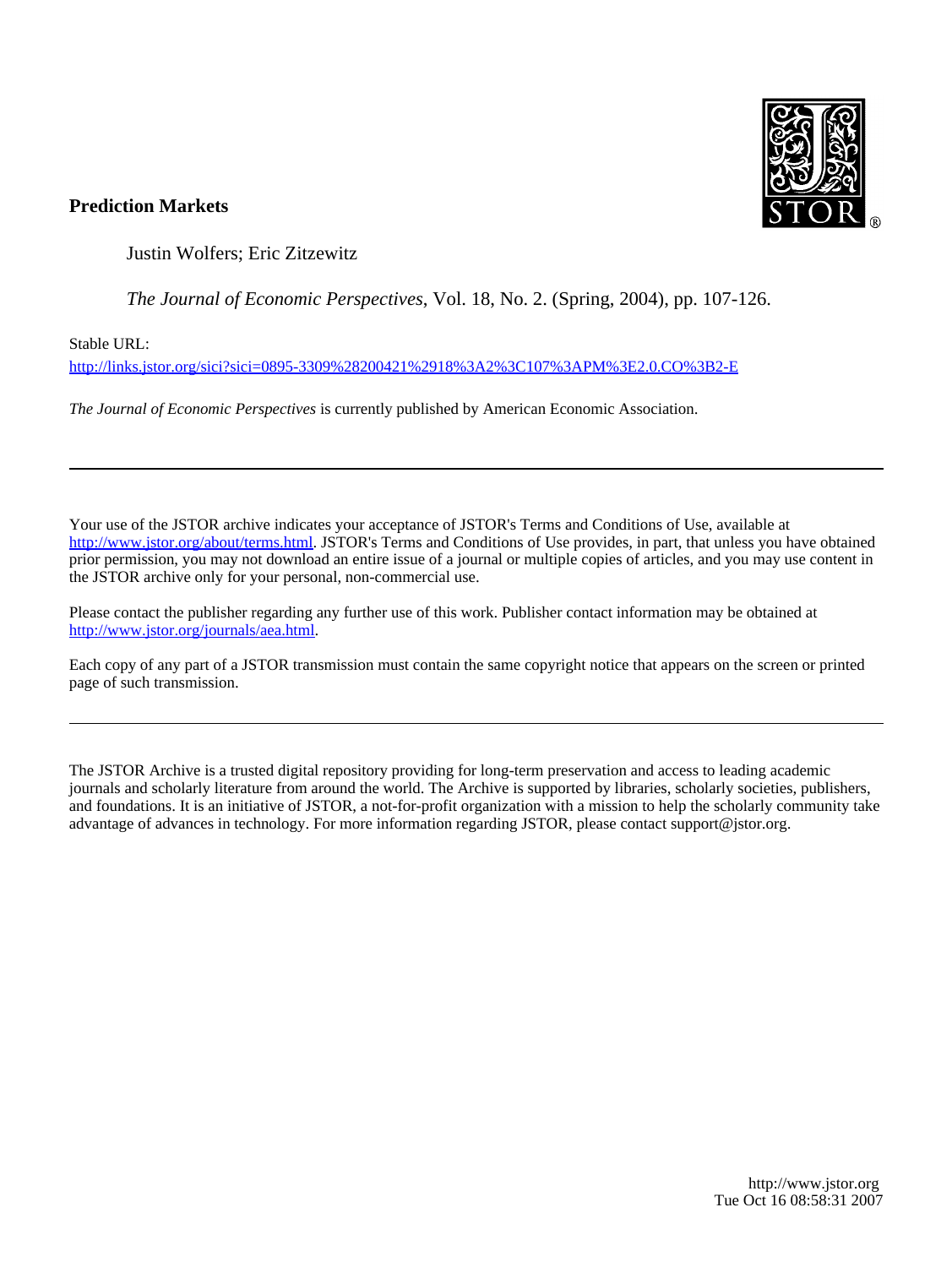**Prediction Markets**

Justin Wolfers; Eric Zitzewitz

*The Journal of Economic Perspectives*, Vol. 18, No. 2. (Spring, 2004), pp. 107-126.

Stable URL:

http://links.jstor.org/sici?sici=0895-3309%28200421%2918%3A2%3C107%3APM%3E2.0.CO%3B2-E

*The Journal of Economic Perspectives* is currently published by American Economic Association.

---

Your use of the JSTOR archive indicates your acceptance of JSTOR's Terms and Conditions of Use, available at http://www.jstor.org/about/terms.html. JSTOR's Terms and Conditions of Use provides, in part, that unless you have obtained prior permission, you may not download an entire issue of a journal or multiple copies of articles, and you may use content in the JSTOR archive only for your personal, non-commercial use.

Please contact the publisher regarding any further use of this work. Publisher contact information may be obtained at http://www.jstor.org/journals/aea.html.

Each copy of any part of a JSTOR transmission must contain the same copyright notice that appears on the screen or printed page of such transmission.

---

The JSTOR Archive is a trusted digital repository providing for long-term preservation and access to leading academic journals and scholarly literature from around the world. The Archive is supported by libraries, scholarly societies, publishers, and foundations. It is an initiative of JSTOR, a not-for-profit organization with a mission to help the scholarly community take advantage of advances in technology. For more information regarding JSTOR, please contact support@jstor.org.

http://www.jstor.org
Tue Oct 16 08:58:31 2007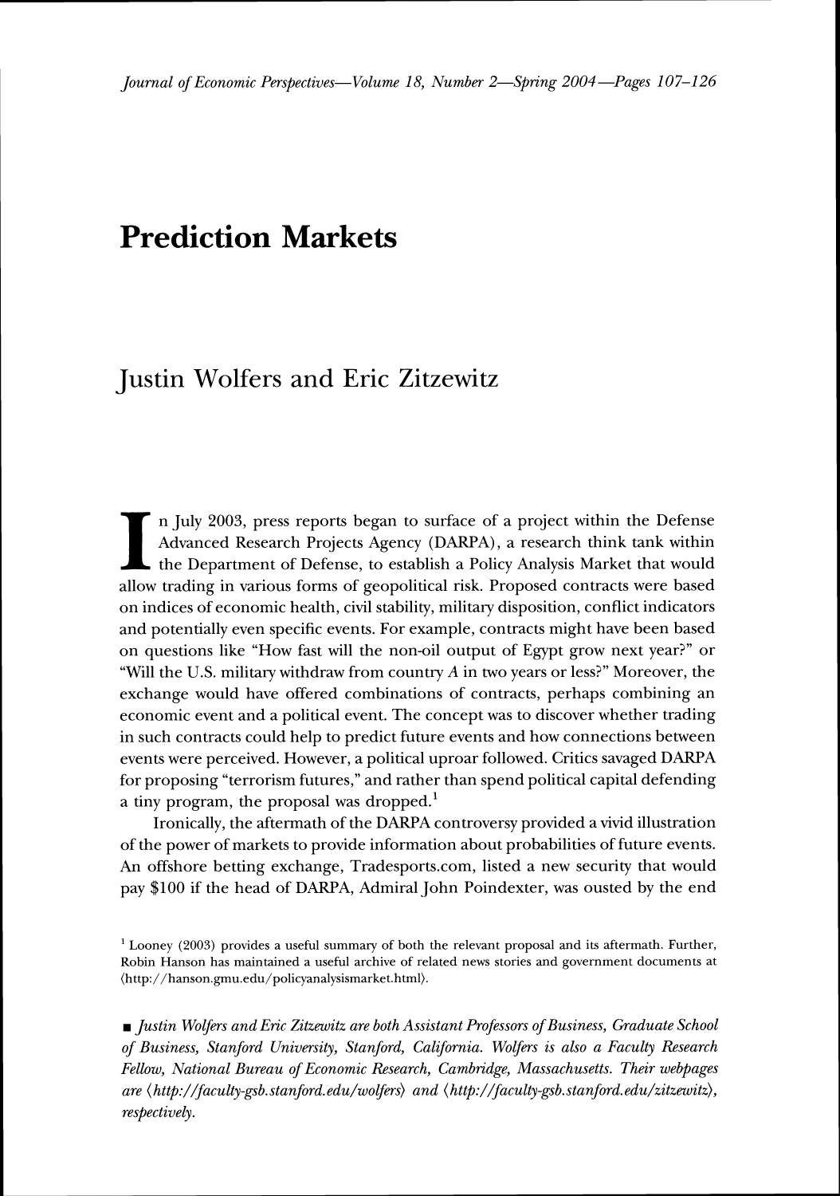# Prediction Markets

## Justin Wolfers and Eric Zitzewitz

In July 2003, press reports began to surface of a project within the Defense Advanced Research Projects Agency (DARPA), a research think tank within the Department of Defense, to establish a Policy Analysis Market that would allow trading in various forms of geopolitical risk. Proposed contracts were based on indices of economic health, civil stability, military disposition, conflict indicators and potentially even specific events. For example, contracts might have been based on questions like "How fast will the non-oil output of Egypt grow next year?" or "Will the U.S. military withdraw from country *A* in two years or less?" Moreover, the exchange would have offered combinations of contracts, perhaps combining an economic event and a political event. The concept was to discover whether trading in such contracts could help to predict future events and how connections between events were perceived. However, a political uproar followed. Critics savaged DARPA for proposing "terrorism futures," and rather than spend political capital defending a tiny program, the proposal was dropped.[1]

Ironically, the aftermath of the DARPA controversy provided a vivid illustration of the power of markets to provide information about probabilities of future events. An offshore betting exchange, Tradesports.com, listed a new security that would pay $100 if the head of DARPA, Admiral John Poindexter, was ousted by the end

[1] Looney (2003) provides a useful summary of both the relevant proposal and its aftermath. Further, Robin Hanson has maintained a useful archive of related news stories and government documents at ⟨http://hanson.gmu.edu/policyanalysismarket.html⟩.

■ *Justin Wolfers and Eric Zitzewitz are both Assistant Professors of Business, Graduate School of Business, Stanford University, Stanford, California. Wolfers is also a Faculty Research Fellow, National Bureau of Economic Research, Cambridge, Massachusetts. Their webpages are ⟨http://faculty-gsb.stanford.edu/wolfers⟩ and ⟨http://faculty-gsb.stanford.edu/zitzewitz⟩, respectively.*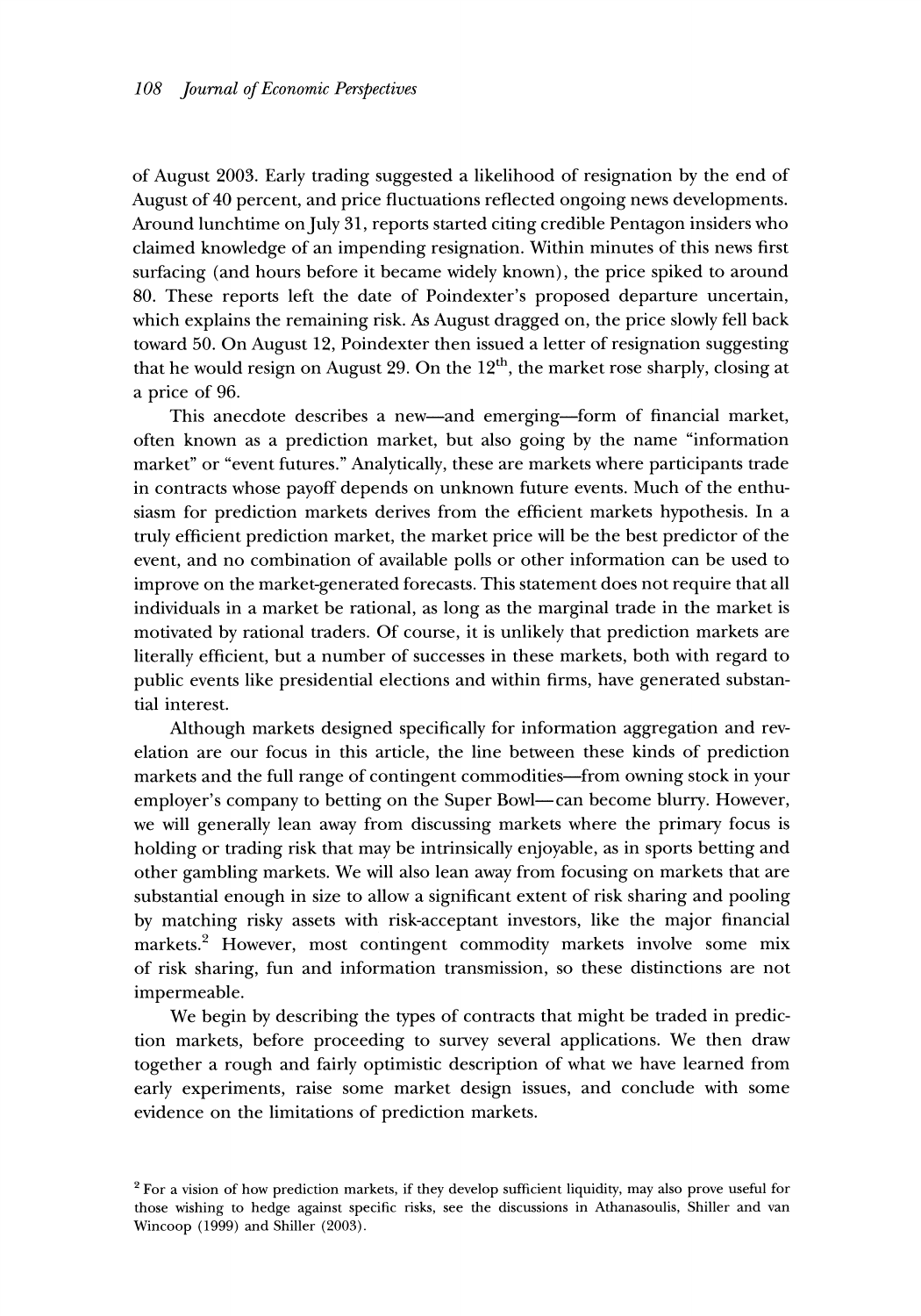of August 2003. Early trading suggested a likelihood of resignation by the end of August of 40 percent, and price fluctuations reflected ongoing news developments. Around lunchtime on July 31, reports started citing credible Pentagon insiders who claimed knowledge of an impending resignation. Within minutes of this news first surfacing (and hours before it became widely known), the price spiked to around 80. These reports left the date of Poindexter's proposed departure uncertain, which explains the remaining risk. As August dragged on, the price slowly fell back toward 50. On August 12, Poindexter then issued a letter of resignation suggesting that he would resign on August 29. On the 12th, the market rose sharply, closing at a price of 96.

This anecdote describes a new—and emerging—form of financial market, often known as a prediction market, but also going by the name "information market" or "event futures." Analytically, these are markets where participants trade in contracts whose payoff depends on unknown future events. Much of the enthusiasm for prediction markets derives from the efficient markets hypothesis. In a truly efficient prediction market, the market price will be the best predictor of the event, and no combination of available polls or other information can be used to improve on the market-generated forecasts. This statement does not require that all individuals in a market be rational, as long as the marginal trade in the market is motivated by rational traders. Of course, it is unlikely that prediction markets are literally efficient, but a number of successes in these markets, both with regard to public events like presidential elections and within firms, have generated substantial interest.

Although markets designed specifically for information aggregation and revelation are our focus in this article, the line between these kinds of prediction markets and the full range of contingent commodities—from owning stock in your employer's company to betting on the Super Bowl—can become blurry. However, we will generally lean away from discussing markets where the primary focus is holding or trading risk that may be intrinsically enjoyable, as in sports betting and other gambling markets. We will also lean away from focusing on markets that are substantial enough in size to allow a significant extent of risk sharing and pooling by matching risky assets with risk-acceptant investors, like the major financial markets.[2] However, most contingent commodity markets involve some mix of risk sharing, fun and information transmission, so these distinctions are not impermeable.

We begin by describing the types of contracts that might be traded in prediction markets, before proceeding to survey several applications. We then draw together a rough and fairly optimistic description of what we have learned from early experiments, raise some market design issues, and conclude with some evidence on the limitations of prediction markets.

[2] For a vision of how prediction markets, if they develop sufficient liquidity, may also prove useful for those wishing to hedge against specific risks, see the discussions in Athanasoulis, Shiller and van Wincoop (1999) and Shiller (2003).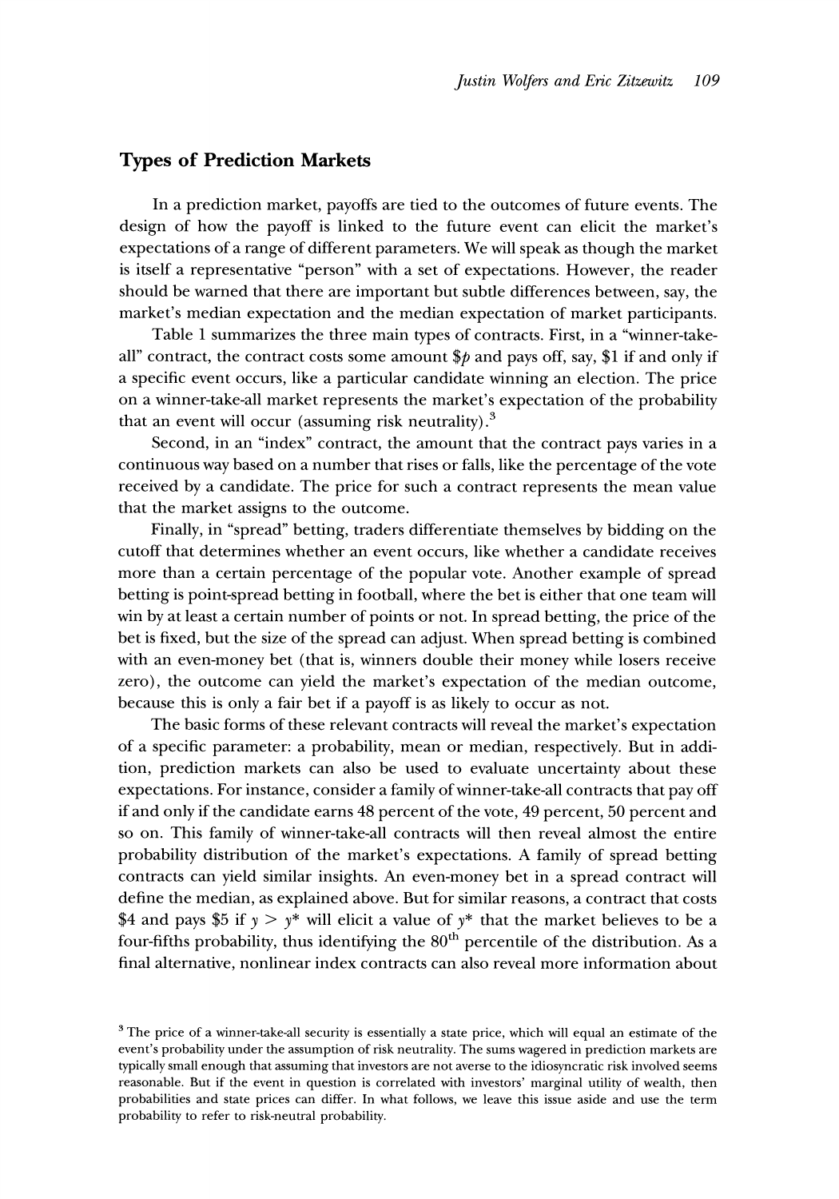## Types of Prediction Markets

In a prediction market, payoffs are tied to the outcomes of future events. The design of how the payoff is linked to the future event can elicit the market's expectations of a range of different parameters. We will speak as though the market is itself a representative "person" with a set of expectations. However, the reader should be warned that there are important but subtle differences between, say, the market's median expectation and the median expectation of market participants.

Table 1 summarizes the three main types of contracts. First, in a "winner-take-all" contract, the contract costs some amount $\$p$ and pays off, say, \$1 if and only if a specific event occurs, like a particular candidate winning an election. The price on a winner-take-all market represents the market's expectation of the probability that an event will occur (assuming risk neutrality).[3]

Second, in an "index" contract, the amount that the contract pays varies in a continuous way based on a number that rises or falls, like the percentage of the vote received by a candidate. The price for such a contract represents the mean value that the market assigns to the outcome.

Finally, in "spread" betting, traders differentiate themselves by bidding on the cutoff that determines whether an event occurs, like whether a candidate receives more than a certain percentage of the popular vote. Another example of spread betting is point-spread betting in football, where the bet is either that one team will win by at least a certain number of points or not. In spread betting, the price of the bet is fixed, but the size of the spread can adjust. When spread betting is combined with an even-money bet (that is, winners double their money while losers receive zero), the outcome can yield the market's expectation of the median outcome, because this is only a fair bet if a payoff is as likely to occur as not.

The basic forms of these relevant contracts will reveal the market's expectation of a specific parameter: a probability, mean or median, respectively. But in addition, prediction markets can also be used to evaluate uncertainty about these expectations. For instance, consider a family of winner-take-all contracts that pay off if and only if the candidate earns 48 percent of the vote, 49 percent, 50 percent and so on. This family of winner-take-all contracts will then reveal almost the entire probability distribution of the market's expectations. A family of spread betting contracts can yield similar insights. An even-money bet in a spread contract will define the median, as explained above. But for similar reasons, a contract that costs \$4 and pays \$5 if $y > y^*$ will elicit a value of $y^*$ that the market believes to be a four-fifths probability, thus identifying the 80th percentile of the distribution. As a final alternative, nonlinear index contracts can also reveal more information about

[3] The price of a winner-take-all security is essentially a state price, which will equal an estimate of the event's probability under the assumption of risk neutrality. The sums wagered in prediction markets are typically small enough that assuming that investors are not averse to the idiosyncratic risk involved seems reasonable. But if the event in question is correlated with investors' marginal utility of wealth, then probabilities and state prices can differ. In what follows, we leave this issue aside and use the term probability to refer to risk-neutral probability.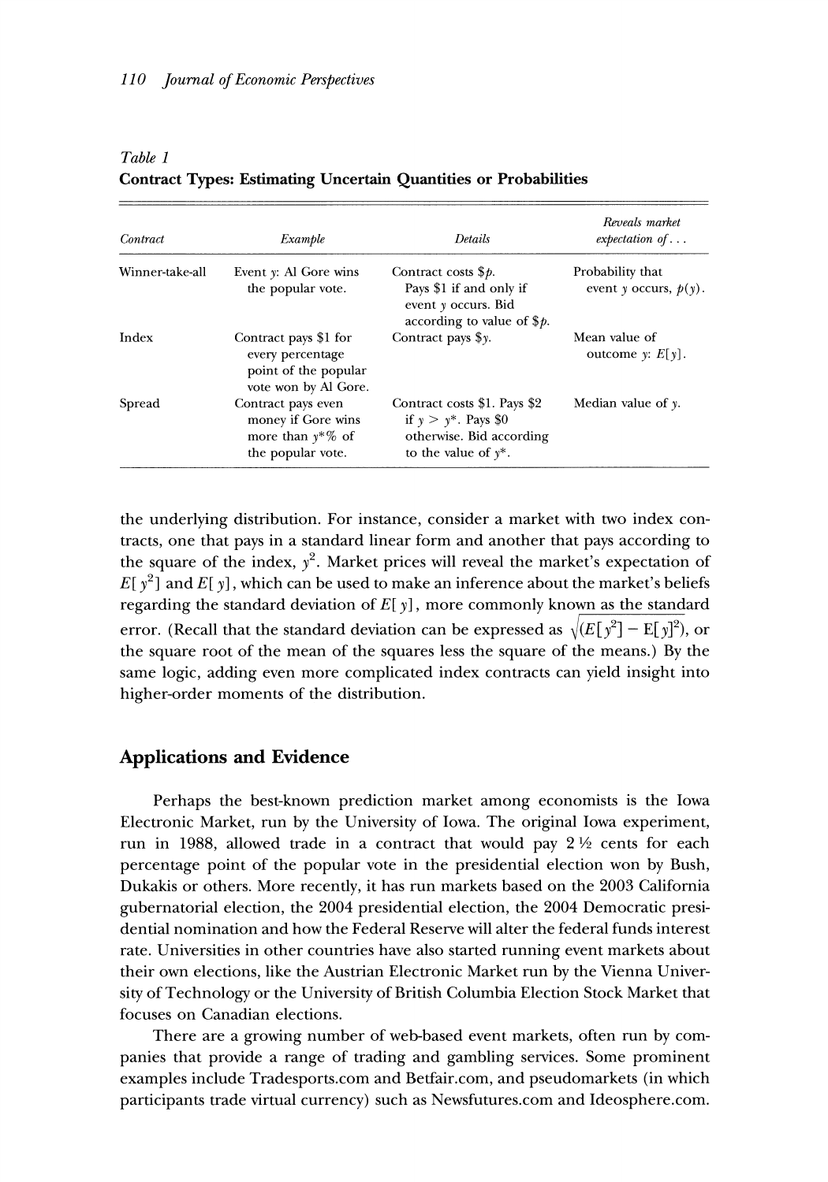Table 1
**Contract Types: Estimating Uncertain Quantities or Probabilities**

| Contract | Example | Details | Reveals market expectation of... |
|---|---|---|---|
| Winner-take-all | Event $y$: Al Gore wins the popular vote. | Contract costs $\$p$. Pays \$1 if and only if event $y$ occurs. Bid according to value of $\$p$. | Probability that event $y$ occurs, $p(y)$. |
| Index | Contract pays \$1 for every percentage point of the popular vote won by Al Gore. | Contract pays $\$y$. | Mean value of outcome $y$: $E[y]$. |
| Spread | Contract pays even money if Gore wins more than $y^*$% of the popular vote. | Contract costs \$1. Pays \$2 if $y > y^*$. Pays \$0 otherwise. Bid according to the value of $y^*$. | Median value of $y$. |

the underlying distribution. For instance, consider a market with two index contracts, one that pays in a standard linear form and another that pays according to the square of the index, $y^2$. Market prices will reveal the market's expectation of $E[y^2]$ and $E[y]$, which can be used to make an inference about the market's beliefs regarding the standard deviation of $E[y]$, more commonly known as the standard error. (Recall that the standard deviation can be expressed as $\sqrt{(E[y^2] - E[y]^2)}$, or the square root of the mean of the squares less the square of the means.) By the same logic, adding even more complicated index contracts can yield insight into higher-order moments of the distribution.

## Applications and Evidence

Perhaps the best-known prediction market among economists is the Iowa Electronic Market, run by the University of Iowa. The original Iowa experiment, run in 1988, allowed trade in a contract that would pay 2½ cents for each percentage point of the popular vote in the presidential election won by Bush, Dukakis or others. More recently, it has run markets based on the 2003 California gubernatorial election, the 2004 presidential election, the 2004 Democratic presidential nomination and how the Federal Reserve will alter the federal funds interest rate. Universities in other countries have also started running event markets about their own elections, like the Austrian Electronic Market run by the Vienna University of Technology or the University of British Columbia Election Stock Market that focuses on Canadian elections.

There are a growing number of web-based event markets, often run by companies that provide a range of trading and gambling services. Some prominent examples include Tradesports.com and Betfair.com, and pseudomarkets (in which participants trade virtual currency) such as Newsfutures.com and Ideosphere.com.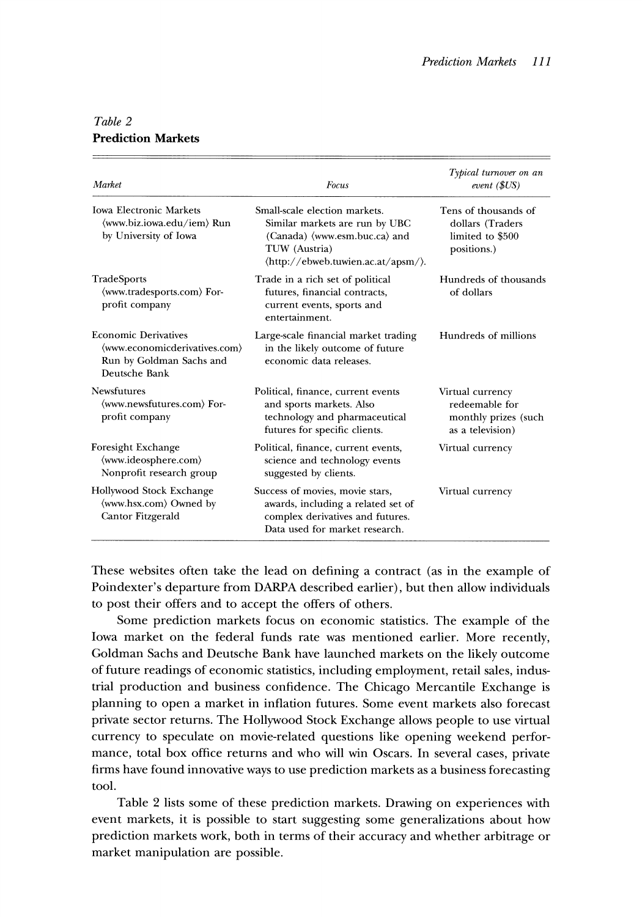*Table 2*
**Prediction Markets**

| *Market* | *Focus* | *Typical turnover on an event ($US)* |
|---|---|---|
| Iowa Electronic Markets ⟨www.biz.iowa.edu/iem⟩ Run by University of Iowa | Small-scale election markets. Similar markets are run by UBC (Canada) ⟨www.esm.buc.ca⟩ and TUW (Austria) ⟨http://ebweb.tuwien.ac.at/apsm/⟩. | Tens of thousands of dollars (Traders limited to $500 positions.) |
| TradeSports ⟨www.tradesports.com⟩ For-profit company | Trade in a rich set of political futures, financial contracts, current events, sports and entertainment. | Hundreds of thousands of dollars |
| Economic Derivatives ⟨www.economicderivatives.com⟩ Run by Goldman Sachs and Deutsche Bank | Large-scale financial market trading in the likely outcome of future economic data releases. | Hundreds of millions |
| Newsfutures ⟨www.newsfutures.com⟩ For-profit company | Political, finance, current events and sports markets. Also technology and pharmaceutical futures for specific clients. | Virtual currency redeemable for monthly prizes (such as a television) |
| Foresight Exchange ⟨www.ideosphere.com⟩ Nonprofit research group | Political, finance, current events, science and technology events suggested by clients. | Virtual currency |
| Hollywood Stock Exchange ⟨www.hsx.com⟩ Owned by Cantor Fitzgerald | Success of movies, movie stars, awards, including a related set of complex derivatives and futures. Data used for market research. | Virtual currency |

These websites often take the lead on defining a contract (as in the example of Poindexter's departure from DARPA described earlier), but then allow individuals to post their offers and to accept the offers of others.

Some prediction markets focus on economic statistics. The example of the Iowa market on the federal funds rate was mentioned earlier. More recently, Goldman Sachs and Deutsche Bank have launched markets on the likely outcome of future readings of economic statistics, including employment, retail sales, industrial production and business confidence. The Chicago Mercantile Exchange is planning to open a market in inflation futures. Some event markets also forecast private sector returns. The Hollywood Stock Exchange allows people to use virtual currency to speculate on movie-related questions like opening weekend performance, total box office returns and who will win Oscars. In several cases, private firms have found innovative ways to use prediction markets as a business forecasting tool.

Table 2 lists some of these prediction markets. Drawing on experiences with event markets, it is possible to start suggesting some generalizations about how prediction markets work, both in terms of their accuracy and whether arbitrage or market manipulation are possible.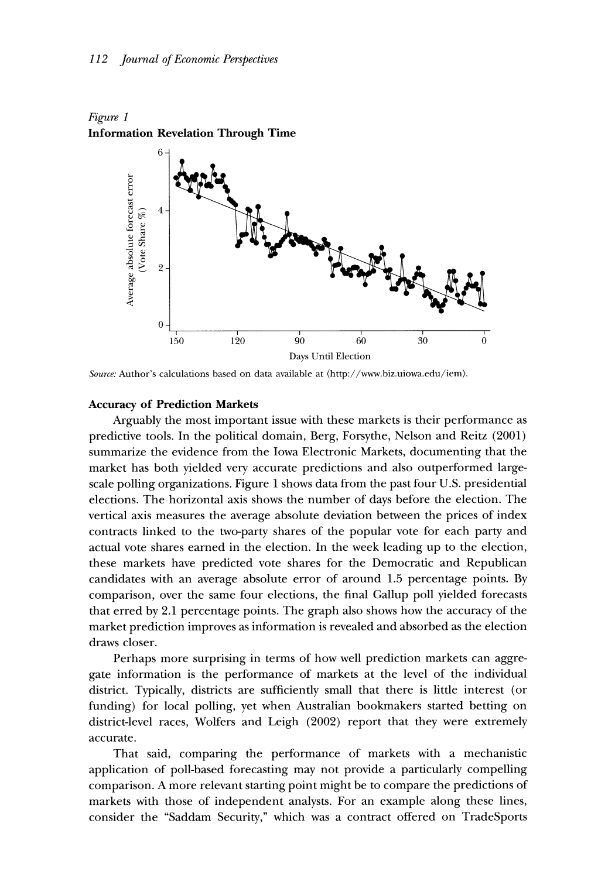*Figure 1*
**Information Revelation Through Time**

*Source:* Author's calculations based on data available at ⟨http://www.biz.uiowa.edu/iem⟩.

### Accuracy of Prediction Markets

Arguably the most important issue with these markets is their performance as predictive tools. In the political domain, Berg, Forsythe, Nelson and Reitz (2001) summarize the evidence from the Iowa Electronic Markets, documenting that the market has both yielded very accurate predictions and also outperformed large-scale polling organizations. Figure 1 shows data from the past four U.S. presidential elections. The horizontal axis shows the number of days before the election. The vertical axis measures the average absolute deviation between the prices of index contracts linked to the two-party shares of the popular vote for each party and actual vote shares earned in the election. In the week leading up to the election, these markets have predicted vote shares for the Democratic and Republican candidates with an average absolute error of around 1.5 percentage points. By comparison, over the same four elections, the final Gallup poll yielded forecasts that erred by 2.1 percentage points. The graph also shows how the accuracy of the market prediction improves as information is revealed and absorbed as the election draws closer.

Perhaps more surprising in terms of how well prediction markets can aggregate information is the performance of markets at the level of the individual district. Typically, districts are sufficiently small that there is little interest (or funding) for local polling, yet when Australian bookmakers started betting on district-level races, Wolfers and Leigh (2002) report that they were extremely accurate.

That said, comparing the performance of markets with a mechanistic application of poll-based forecasting may not provide a particularly compelling comparison. A more relevant starting point might be to compare the predictions of markets with those of independent analysts. For an example along these lines, consider the "Saddam Security," which was a contract offered on TradeSports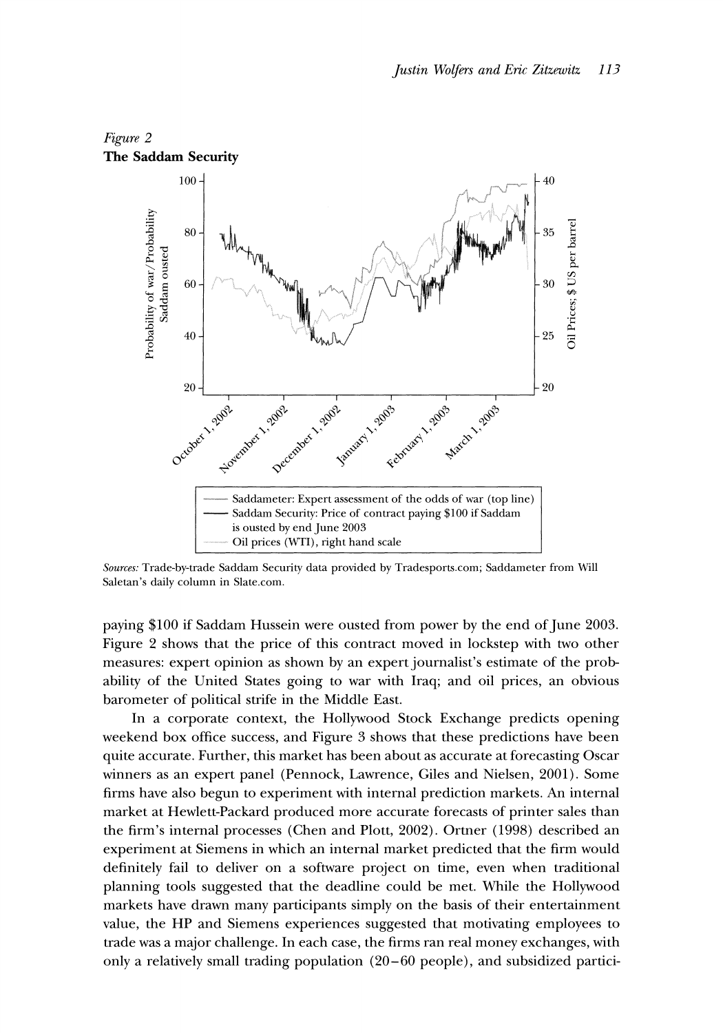*Figure 2*
**The Saddam Security**

- Saddameter: Expert assessment of the odds of war (top line)
- Saddam Security: Price of contract paying $100 if Saddam is ousted by end June 2003
- Oil prices (WTI), right hand scale

*Sources:* Trade-by-trade Saddam Security data provided by Tradesports.com; Saddameter from Will Saletan's daily column in Slate.com.

paying $100 if Saddam Hussein were ousted from power by the end of June 2003. Figure 2 shows that the price of this contract moved in lockstep with two other measures: expert opinion as shown by an expert journalist's estimate of the probability of the United States going to war with Iraq; and oil prices, an obvious barometer of political strife in the Middle East.

In a corporate context, the Hollywood Stock Exchange predicts opening weekend box office success, and Figure 3 shows that these predictions have been quite accurate. Further, this market has been about as accurate at forecasting Oscar winners as an expert panel (Pennock, Lawrence, Giles and Nielsen, 2001). Some firms have also begun to experiment with internal prediction markets. An internal market at Hewlett-Packard produced more accurate forecasts of printer sales than the firm's internal processes (Chen and Plott, 2002). Ortner (1998) described an experiment at Siemens in which an internal market predicted that the firm would definitely fail to deliver on a software project on time, even when traditional planning tools suggested that the deadline could be met. While the Hollywood markets have drawn many participants simply on the basis of their entertainment value, the HP and Siemens experiences suggested that motivating employees to trade was a major challenge. In each case, the firms ran real money exchanges, with only a relatively small trading population (20–60 people), and subsidized partici-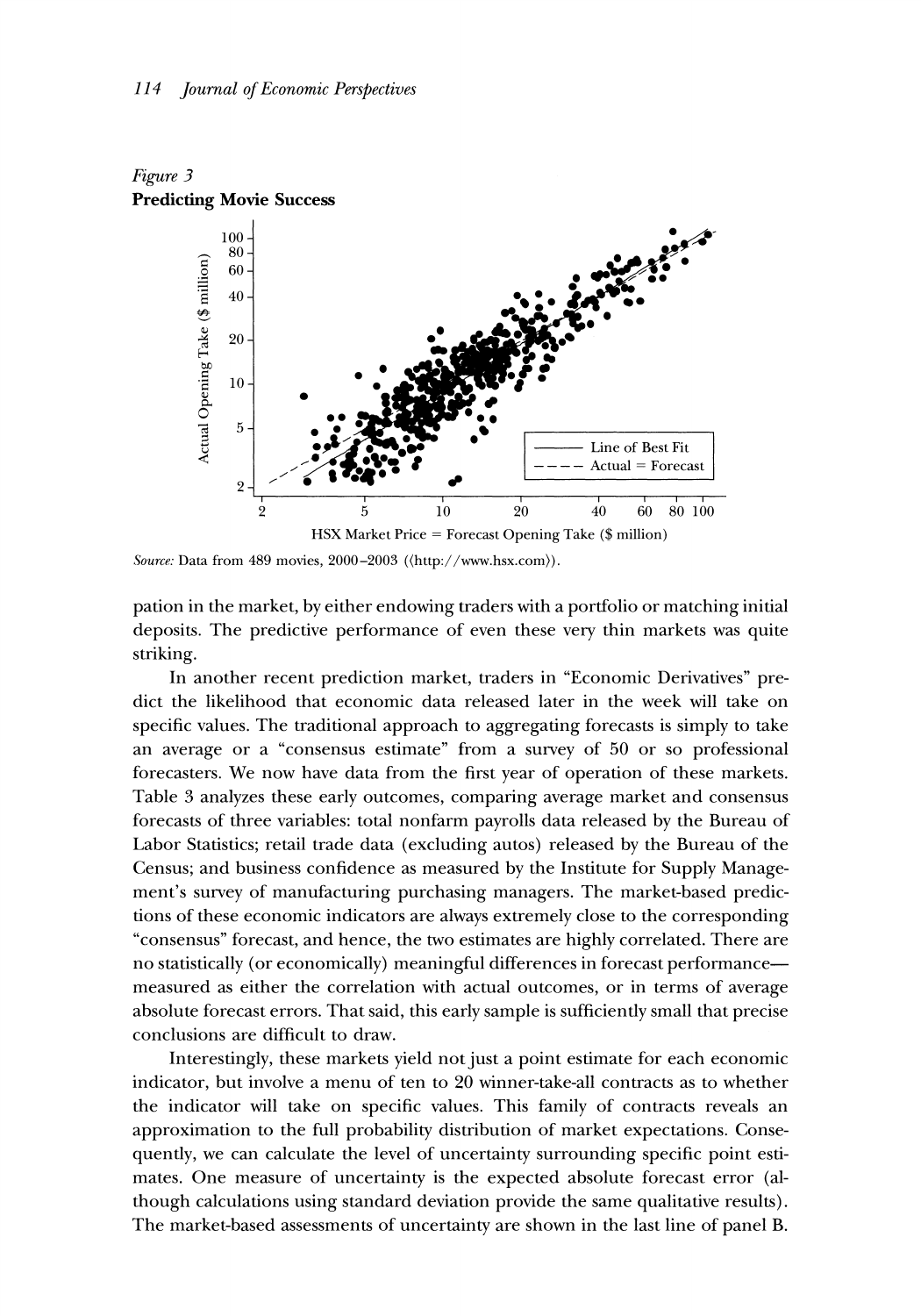*Figure 3*
**Predicting Movie Success**

*Source:* Data from 489 movies, 2000–2003 (⟨http://www.hsx.com⟩).

pation in the market, by either endowing traders with a portfolio or matching initial deposits. The predictive performance of even these very thin markets was quite striking.

In another recent prediction market, traders in "Economic Derivatives" predict the likelihood that economic data released later in the week will take on specific values. The traditional approach to aggregating forecasts is simply to take an average or a "consensus estimate" from a survey of 50 or so professional forecasters. We now have data from the first year of operation of these markets. Table 3 analyzes these early outcomes, comparing average market and consensus forecasts of three variables: total nonfarm payrolls data released by the Bureau of Labor Statistics; retail trade data (excluding autos) released by the Bureau of the Census; and business confidence as measured by the Institute for Supply Management's survey of manufacturing purchasing managers. The market-based predictions of these economic indicators are always extremely close to the corresponding "consensus" forecast, and hence, the two estimates are highly correlated. There are no statistically (or economically) meaningful differences in forecast performance—measured as either the correlation with actual outcomes, or in terms of average absolute forecast errors. That said, this early sample is sufficiently small that precise conclusions are difficult to draw.

Interestingly, these markets yield not just a point estimate for each economic indicator, but involve a menu of ten to 20 winner-take-all contracts as to whether the indicator will take on specific values. This family of contracts reveals an approximation to the full probability distribution of market expectations. Consequently, we can calculate the level of uncertainty surrounding specific point estimates. One measure of uncertainty is the expected absolute forecast error (although calculations using standard deviation provide the same qualitative results). The market-based assessments of uncertainty are shown in the last line of panel B.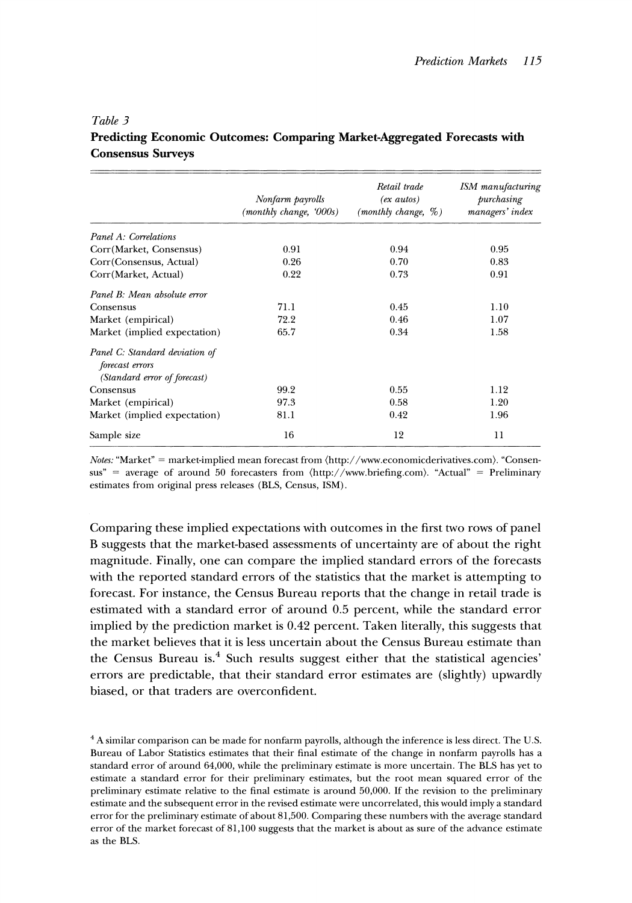*Table 3*

**Predicting Economic Outcomes: Comparing Market-Aggregated Forecasts with Consensus Surveys**

| | *Nonfarm payrolls (monthly change, '000s)* | *Retail trade (ex autos) (monthly change, %)* | *ISM manufacturing purchasing managers' index* |
|---|---|---|---|
| *Panel A: Correlations* | | | |
| Corr(Market, Consensus) | 0.91 | 0.94 | 0.95 |
| Corr(Consensus, Actual) | 0.26 | 0.70 | 0.83 |
| Corr(Market, Actual) | 0.22 | 0.73 | 0.91 |
| *Panel B: Mean absolute error* | | | |
| Consensus | 71.1 | 0.45 | 1.10 |
| Market (empirical) | 72.2 | 0.46 | 1.07 |
| Market (implied expectation) | 65.7 | 0.34 | 1.58 |
| *Panel C: Standard deviation of forecast errors (Standard error of forecast)* | | | |
| Consensus | 99.2 | 0.55 | 1.12 |
| Market (empirical) | 97.3 | 0.58 | 1.20 |
| Market (implied expectation) | 81.1 | 0.42 | 1.96 |
| Sample size | 16 | 12 | 11 |

*Notes:* "Market" = market-implied mean forecast from ⟨http://www.economicderivatives.com⟩. "Consensus" = average of around 50 forecasters from ⟨http://www.briefing.com⟩. "Actual" = Preliminary estimates from original press releases (BLS, Census, ISM).

Comparing these implied expectations with outcomes in the first two rows of panel B suggests that the market-based assessments of uncertainty are of about the right magnitude. Finally, one can compare the implied standard errors of the forecasts with the reported standard errors of the statistics that the market is attempting to forecast. For instance, the Census Bureau reports that the change in retail trade is estimated with a standard error of around 0.5 percent, while the standard error implied by the prediction market is 0.42 percent. Taken literally, this suggests that the market believes that it is less uncertain about the Census Bureau estimate than the Census Bureau is.[4] Such results suggest either that the statistical agencies' errors are predictable, that their standard error estimates are (slightly) upwardly biased, or that traders are overconfident.

[4] A similar comparison can be made for nonfarm payrolls, although the inference is less direct. The U.S. Bureau of Labor Statistics estimates that their final estimate of the change in nonfarm payrolls has a standard error of around 64,000, while the preliminary estimate is more uncertain. The BLS has yet to estimate a standard error for their preliminary estimates, but the root mean squared error of the preliminary estimate relative to the final estimate is around 50,000. If the revision to the preliminary estimate and the subsequent error in the revised estimate were uncorrelated, this would imply a standard error for the preliminary estimate of about 81,500. Comparing these numbers with the average standard error of the market forecast of 81,100 suggests that the market is about as sure of the advance estimate as the BLS.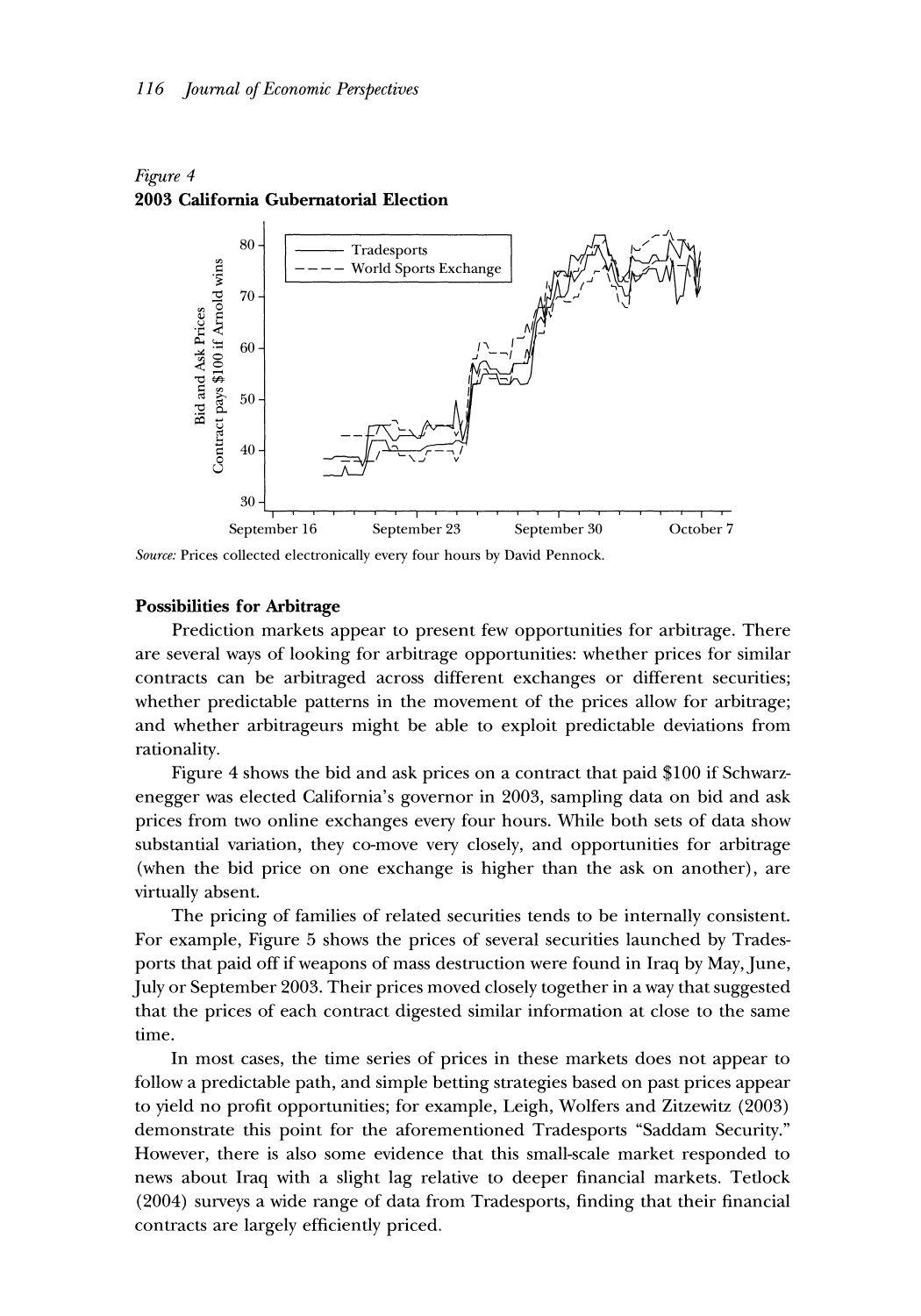*Figure 4*
**2003 California Gubernatorial Election**

*Source:* Prices collected electronically every four hours by David Pennock.

### Possibilities for Arbitrage

Prediction markets appear to present few opportunities for arbitrage. There are several ways of looking for arbitrage opportunities: whether prices for similar contracts can be arbitraged across different exchanges or different securities; whether predictable patterns in the movement of the prices allow for arbitrage; and whether arbitrageurs might be able to exploit predictable deviations from rationality.

Figure 4 shows the bid and ask prices on a contract that paid $100 if Schwarzenegger was elected California's governor in 2003, sampling data on bid and ask prices from two online exchanges every four hours. While both sets of data show substantial variation, they co-move very closely, and opportunities for arbitrage (when the bid price on one exchange is higher than the ask on another), are virtually absent.

The pricing of families of related securities tends to be internally consistent. For example, Figure 5 shows the prices of several securities launched by Tradesports that paid off if weapons of mass destruction were found in Iraq by May, June, July or September 2003. Their prices moved closely together in a way that suggested that the prices of each contract digested similar information at close to the same time.

In most cases, the time series of prices in these markets does not appear to follow a predictable path, and simple betting strategies based on past prices appear to yield no profit opportunities; for example, Leigh, Wolfers and Zitzewitz (2003) demonstrate this point for the aforementioned Tradesports "Saddam Security." However, there is also some evidence that this small-scale market responded to news about Iraq with a slight lag relative to deeper financial markets. Tetlock (2004) surveys a wide range of data from Tradesports, finding that their financial contracts are largely efficiently priced.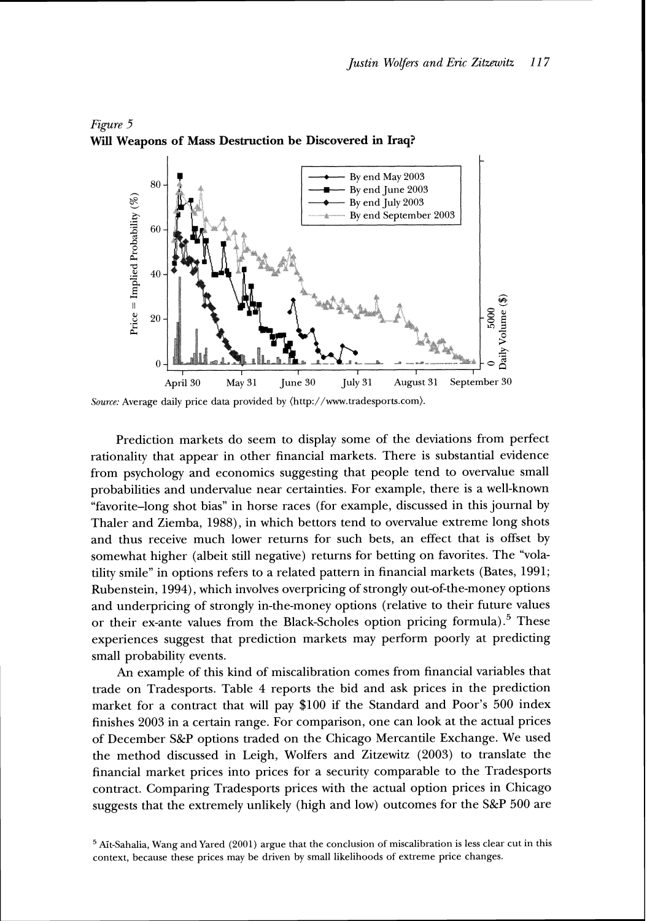*Figure 5*
**Will Weapons of Mass Destruction be Discovered in Iraq?**

*Source:* Average daily price data provided by ⟨http://www.tradesports.com⟩.

Prediction markets do seem to display some of the deviations from perfect rationality that appear in other financial markets. There is substantial evidence from psychology and economics suggesting that people tend to overvalue small probabilities and undervalue near certainties. For example, there is a well-known "favorite–long shot bias" in horse races (for example, discussed in this journal by Thaler and Ziemba, 1988), in which bettors tend to overvalue extreme long shots and thus receive much lower returns for such bets, an effect that is offset by somewhat higher (albeit still negative) returns for betting on favorites. The "volatility smile" in options refers to a related pattern in financial markets (Bates, 1991; Rubenstein, 1994), which involves overpricing of strongly out-of-the-money options and underpricing of strongly in-the-money options (relative to their future values or their ex-ante values from the Black-Scholes option pricing formula).[5] These experiences suggest that prediction markets may perform poorly at predicting small probability events.

An example of this kind of miscalibration comes from financial variables that trade on Tradesports. Table 4 reports the bid and ask prices in the prediction market for a contract that will pay $100 if the Standard and Poor's 500 index finishes 2003 in a certain range. For comparison, one can look at the actual prices of December S&P options traded on the Chicago Mercantile Exchange. We used the method discussed in Leigh, Wolfers and Zitzewitz (2003) to translate the financial market prices into prices for a security comparable to the Tradesports contract. Comparing Tradesports prices with the actual option prices in Chicago suggests that the extremely unlikely (high and low) outcomes for the S&P 500 are

[5] Aït-Sahalia, Wang and Yared (2001) argue that the conclusion of miscalibration is less clear cut in this context, because these prices may be driven by small likelihoods of extreme price changes.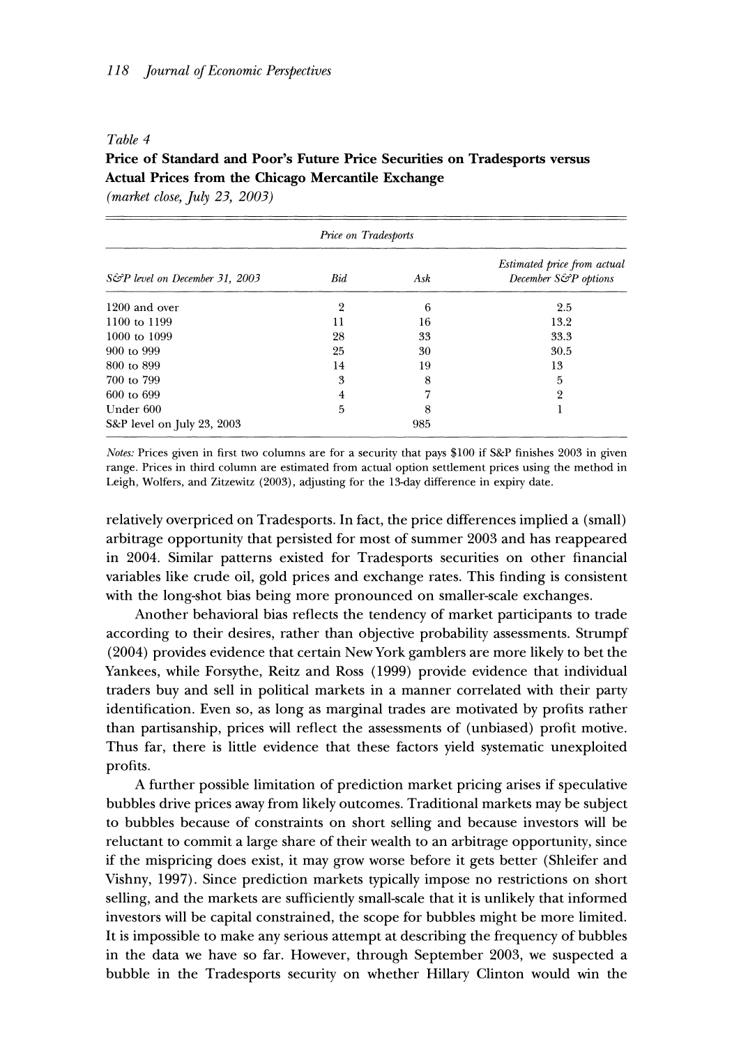*Table 4*

**Price of Standard and Poor's Future Price Securities on Tradesports versus Actual Prices from the Chicago Mercantile Exchange**

*(market close, July 23, 2003)*

| | *Price on Tradesports* | | |
|---|---|---|---|
| *S&P level on December 31, 2003* | *Bid* | *Ask* | *Estimated price from actual December S&P options* |
| 1200 and over | 2 | 6 | 2.5 |
| 1100 to 1199 | 11 | 16 | 13.2 |
| 1000 to 1099 | 28 | 33 | 33.3 |
| 900 to 999 | 25 | 30 | 30.5 |
| 800 to 899 | 14 | 19 | 13 |
| 700 to 799 | 3 | 8 | 5 |
| 600 to 699 | 4 | 7 | 2 |
| Under 600 | 5 | 8 | 1 |
| S&P level on July 23, 2003 | | 985 | |

*Notes:* Prices given in first two columns are for a security that pays $100 if S&P finishes 2003 in given range. Prices in third column are estimated from actual option settlement prices using the method in Leigh, Wolfers, and Zitzewitz (2003), adjusting for the 13-day difference in expiry date.

relatively overpriced on Tradesports. In fact, the price differences implied a (small) arbitrage opportunity that persisted for most of summer 2003 and has reappeared in 2004. Similar patterns existed for Tradesports securities on other financial variables like crude oil, gold prices and exchange rates. This finding is consistent with the long-shot bias being more pronounced on smaller-scale exchanges.

Another behavioral bias reflects the tendency of market participants to trade according to their desires, rather than objective probability assessments. Strumpf (2004) provides evidence that certain New York gamblers are more likely to bet the Yankees, while Forsythe, Reitz and Ross (1999) provide evidence that individual traders buy and sell in political markets in a manner correlated with their party identification. Even so, as long as marginal trades are motivated by profits rather than partisanship, prices will reflect the assessments of (unbiased) profit motive. Thus far, there is little evidence that these factors yield systematic unexploited profits.

A further possible limitation of prediction market pricing arises if speculative bubbles drive prices away from likely outcomes. Traditional markets may be subject to bubbles because of constraints on short selling and because investors will be reluctant to commit a large share of their wealth to an arbitrage opportunity, since if the mispricing does exist, it may grow worse before it gets better (Shleifer and Vishny, 1997). Since prediction markets typically impose no restrictions on short selling, and the markets are sufficiently small-scale that it is unlikely that informed investors will be capital constrained, the scope for bubbles might be more limited. It is impossible to make any serious attempt at describing the frequency of bubbles in the data we have so far. However, through September 2003, we suspected a bubble in the Tradesports security on whether Hillary Clinton would win the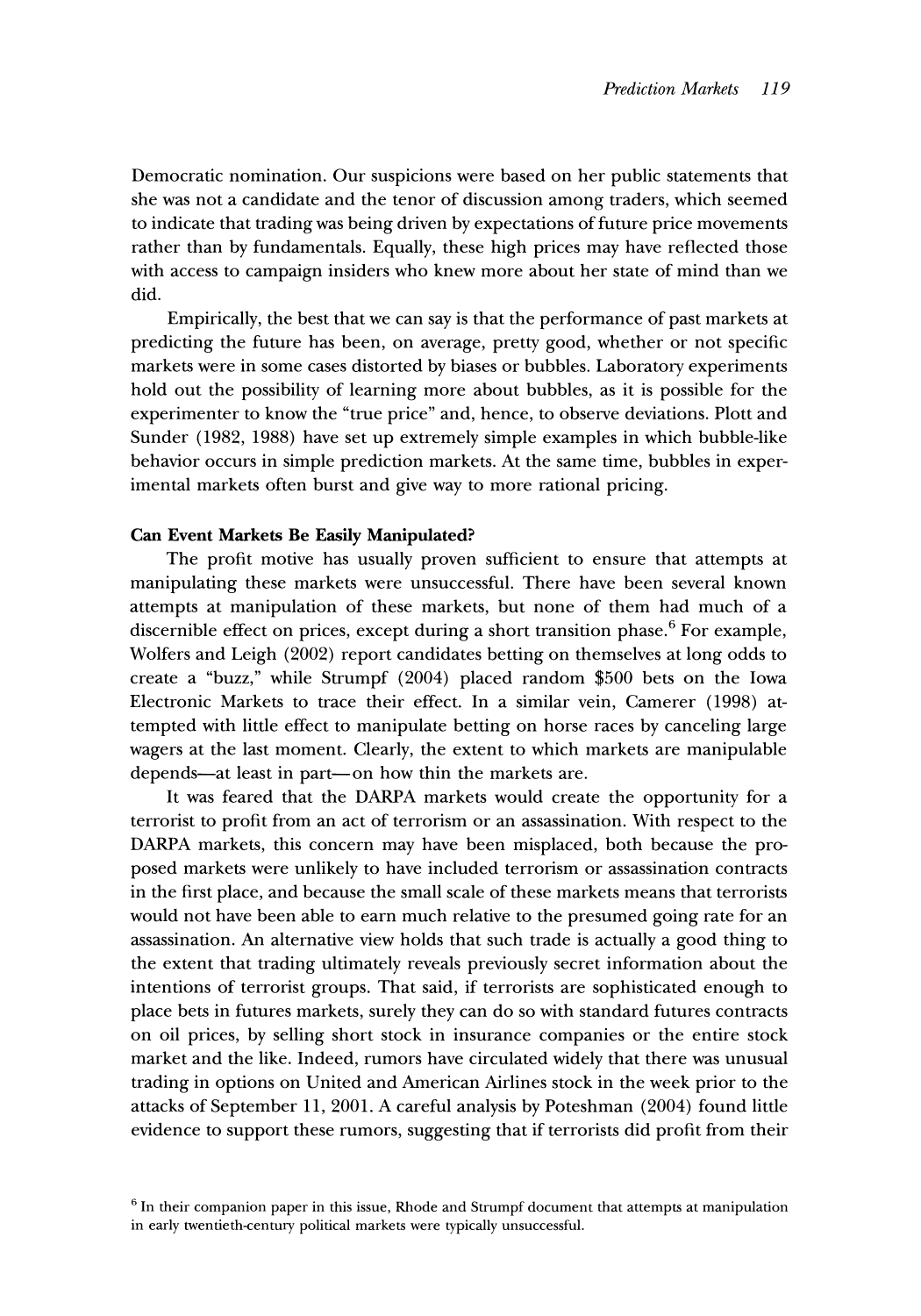Democratic nomination. Our suspicions were based on her public statements that she was not a candidate and the tenor of discussion among traders, which seemed to indicate that trading was being driven by expectations of future price movements rather than by fundamentals. Equally, these high prices may have reflected those with access to campaign insiders who knew more about her state of mind than we did.

Empirically, the best that we can say is that the performance of past markets at predicting the future has been, on average, pretty good, whether or not specific markets were in some cases distorted by biases or bubbles. Laboratory experiments hold out the possibility of learning more about bubbles, as it is possible for the experimenter to know the "true price" and, hence, to observe deviations. Plott and Sunder (1982, 1988) have set up extremely simple examples in which bubble-like behavior occurs in simple prediction markets. At the same time, bubbles in experimental markets often burst and give way to more rational pricing.

### Can Event Markets Be Easily Manipulated?

The profit motive has usually proven sufficient to ensure that attempts at manipulating these markets were unsuccessful. There have been several known attempts at manipulation of these markets, but none of them had much of a discernible effect on prices, except during a short transition phase.[6] For example, Wolfers and Leigh (2002) report candidates betting on themselves at long odds to create a "buzz," while Strumpf (2004) placed random $500 bets on the Iowa Electronic Markets to trace their effect. In a similar vein, Camerer (1998) attempted with little effect to manipulate betting on horse races by canceling large wagers at the last moment. Clearly, the extent to which markets are manipulable depends—at least in part—on how thin the markets are.

It was feared that the DARPA markets would create the opportunity for a terrorist to profit from an act of terrorism or an assassination. With respect to the DARPA markets, this concern may have been misplaced, both because the proposed markets were unlikely to have included terrorism or assassination contracts in the first place, and because the small scale of these markets means that terrorists would not have been able to earn much relative to the presumed going rate for an assassination. An alternative view holds that such trade is actually a good thing to the extent that trading ultimately reveals previously secret information about the intentions of terrorist groups. That said, if terrorists are sophisticated enough to place bets in futures markets, surely they can do so with standard futures contracts on oil prices, by selling short stock in insurance companies or the entire stock market and the like. Indeed, rumors have circulated widely that there was unusual trading in options on United and American Airlines stock in the week prior to the attacks of September 11, 2001. A careful analysis by Poteshman (2004) found little evidence to support these rumors, suggesting that if terrorists did profit from their

[6] In their companion paper in this issue, Rhode and Strumpf document that attempts at manipulation in early twentieth-century political markets were typically unsuccessful.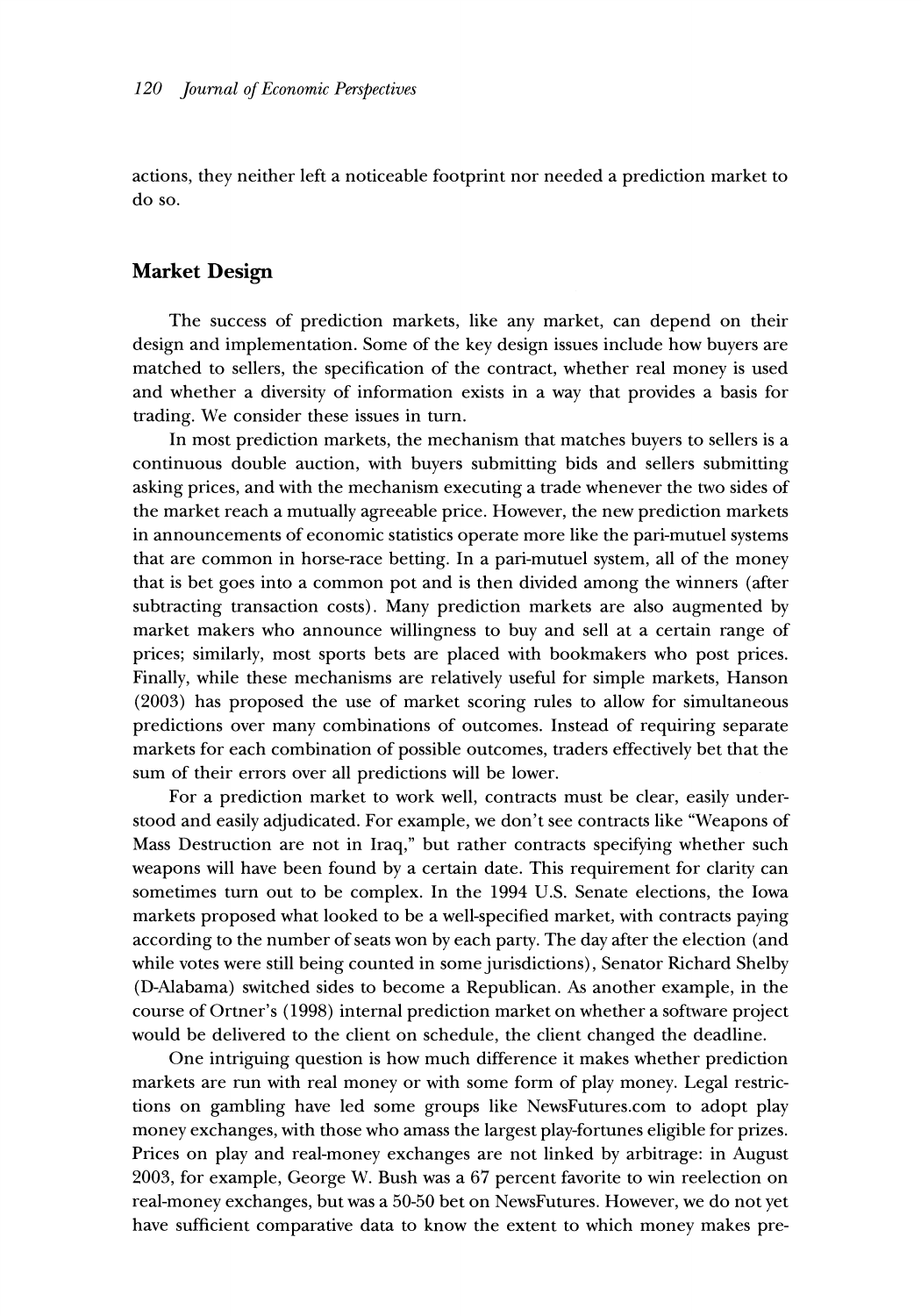actions, they neither left a noticeable footprint nor needed a prediction market to do so.

## Market Design

The success of prediction markets, like any market, can depend on their design and implementation. Some of the key design issues include how buyers are matched to sellers, the specification of the contract, whether real money is used and whether a diversity of information exists in a way that provides a basis for trading. We consider these issues in turn.

In most prediction markets, the mechanism that matches buyers to sellers is a continuous double auction, with buyers submitting bids and sellers submitting asking prices, and with the mechanism executing a trade whenever the two sides of the market reach a mutually agreeable price. However, the new prediction markets in announcements of economic statistics operate more like the pari-mutuel systems that are common in horse-race betting. In a pari-mutuel system, all of the money that is bet goes into a common pot and is then divided among the winners (after subtracting transaction costs). Many prediction markets are also augmented by market makers who announce willingness to buy and sell at a certain range of prices; similarly, most sports bets are placed with bookmakers who post prices. Finally, while these mechanisms are relatively useful for simple markets, Hanson (2003) has proposed the use of market scoring rules to allow for simultaneous predictions over many combinations of outcomes. Instead of requiring separate markets for each combination of possible outcomes, traders effectively bet that the sum of their errors over all predictions will be lower.

For a prediction market to work well, contracts must be clear, easily understood and easily adjudicated. For example, we don't see contracts like "Weapons of Mass Destruction are not in Iraq," but rather contracts specifying whether such weapons will have been found by a certain date. This requirement for clarity can sometimes turn out to be complex. In the 1994 U.S. Senate elections, the Iowa markets proposed what looked to be a well-specified market, with contracts paying according to the number of seats won by each party. The day after the election (and while votes were still being counted in some jurisdictions), Senator Richard Shelby (D-Alabama) switched sides to become a Republican. As another example, in the course of Ortner's (1998) internal prediction market on whether a software project would be delivered to the client on schedule, the client changed the deadline.

One intriguing question is how much difference it makes whether prediction markets are run with real money or with some form of play money. Legal restrictions on gambling have led some groups like NewsFutures.com to adopt play money exchanges, with those who amass the largest play-fortunes eligible for prizes. Prices on play and real-money exchanges are not linked by arbitrage: in August 2003, for example, George W. Bush was a 67 percent favorite to win reelection on real-money exchanges, but was a 50-50 bet on NewsFutures. However, we do not yet have sufficient comparative data to know the extent to which money makes pre-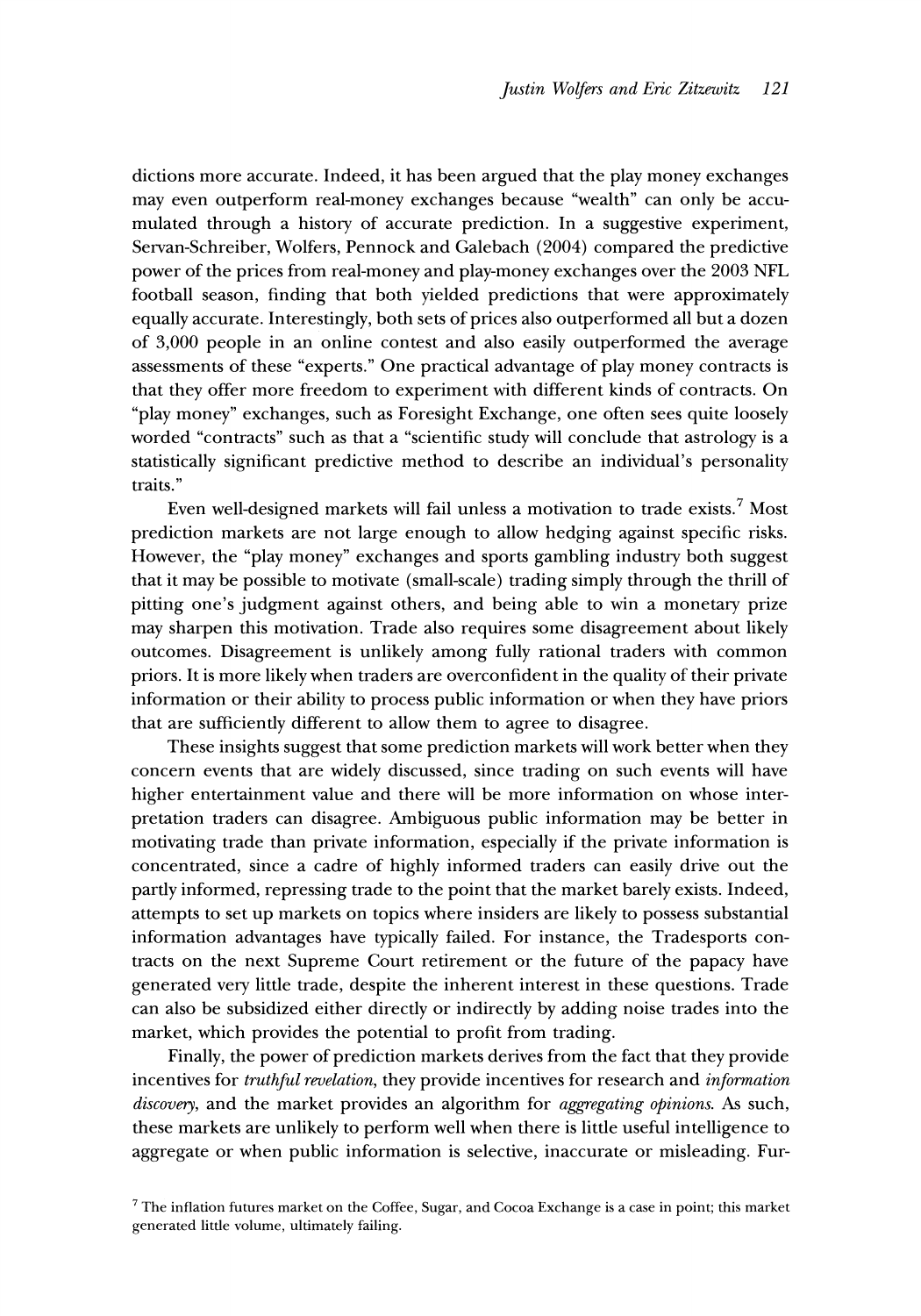dictions more accurate. Indeed, it has been argued that the play money exchanges may even outperform real-money exchanges because "wealth" can only be accumulated through a history of accurate prediction. In a suggestive experiment, Servan-Schreiber, Wolfers, Pennock and Galebach (2004) compared the predictive power of the prices from real-money and play-money exchanges over the 2003 NFL football season, finding that both yielded predictions that were approximately equally accurate. Interestingly, both sets of prices also outperformed all but a dozen of 3,000 people in an online contest and also easily outperformed the average assessments of these "experts." One practical advantage of play money contracts is that they offer more freedom to experiment with different kinds of contracts. On "play money" exchanges, such as Foresight Exchange, one often sees quite loosely worded "contracts" such as that a "scientific study will conclude that astrology is a statistically significant predictive method to describe an individual's personality traits."

Even well-designed markets will fail unless a motivation to trade exists.[7] Most prediction markets are not large enough to allow hedging against specific risks. However, the "play money" exchanges and sports gambling industry both suggest that it may be possible to motivate (small-scale) trading simply through the thrill of pitting one's judgment against others, and being able to win a monetary prize may sharpen this motivation. Trade also requires some disagreement about likely outcomes. Disagreement is unlikely among fully rational traders with common priors. It is more likely when traders are overconfident in the quality of their private information or their ability to process public information or when they have priors that are sufficiently different to allow them to agree to disagree.

These insights suggest that some prediction markets will work better when they concern events that are widely discussed, since trading on such events will have higher entertainment value and there will be more information on whose interpretation traders can disagree. Ambiguous public information may be better in motivating trade than private information, especially if the private information is concentrated, since a cadre of highly informed traders can easily drive out the partly informed, repressing trade to the point that the market barely exists. Indeed, attempts to set up markets on topics where insiders are likely to possess substantial information advantages have typically failed. For instance, the Tradesports contracts on the next Supreme Court retirement or the future of the papacy have generated very little trade, despite the inherent interest in these questions. Trade can also be subsidized either directly or indirectly by adding noise trades into the market, which provides the potential to profit from trading.

Finally, the power of prediction markets derives from the fact that they provide incentives for *truthful revelation*, they provide incentives for research and *information discovery*, and the market provides an algorithm for *aggregating opinions*. As such, these markets are unlikely to perform well when there is little useful intelligence to aggregate or when public information is selective, inaccurate or misleading. Fur-

[7] The inflation futures market on the Coffee, Sugar, and Cocoa Exchange is a case in point; this market generated little volume, ultimately failing.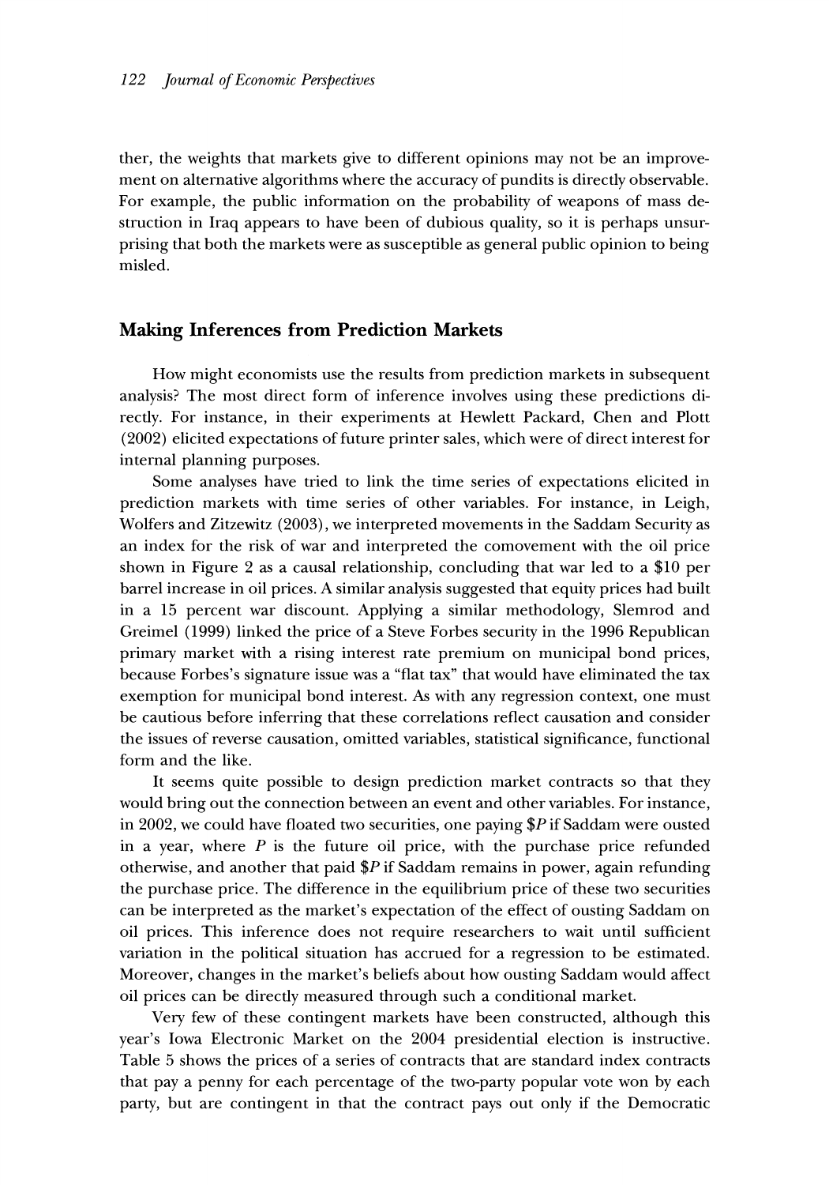ther, the weights that markets give to different opinions may not be an improvement on alternative algorithms where the accuracy of pundits is directly observable. For example, the public information on the probability of weapons of mass destruction in Iraq appears to have been of dubious quality, so it is perhaps unsurprising that both the markets were as susceptible as general public opinion to being misled.

## Making Inferences from Prediction Markets

How might economists use the results from prediction markets in subsequent analysis? The most direct form of inference involves using these predictions directly. For instance, in their experiments at Hewlett Packard, Chen and Plott (2002) elicited expectations of future printer sales, which were of direct interest for internal planning purposes.

Some analyses have tried to link the time series of expectations elicited in prediction markets with time series of other variables. For instance, in Leigh, Wolfers and Zitzewitz (2003), we interpreted movements in the Saddam Security as an index for the risk of war and interpreted the comovement with the oil price shown in Figure 2 as a causal relationship, concluding that war led to a $10 per barrel increase in oil prices. A similar analysis suggested that equity prices had built in a 15 percent war discount. Applying a similar methodology, Slemrod and Greimel (1999) linked the price of a Steve Forbes security in the 1996 Republican primary market with a rising interest rate premium on municipal bond prices, because Forbes's signature issue was a "flat tax" that would have eliminated the tax exemption for municipal bond interest. As with any regression context, one must be cautious before inferring that these correlations reflect causation and consider the issues of reverse causation, omitted variables, statistical significance, functional form and the like.

It seems quite possible to design prediction market contracts so that they would bring out the connection between an event and other variables. For instance, in 2002, we could have floated two securities, one paying $\$P$ if Saddam were ousted in a year, where $P$ is the future oil price, with the purchase price refunded otherwise, and another that paid $\$P$ if Saddam remains in power, again refunding the purchase price. The difference in the equilibrium price of these two securities can be interpreted as the market's expectation of the effect of ousting Saddam on oil prices. This inference does not require researchers to wait until sufficient variation in the political situation has accrued for a regression to be estimated. Moreover, changes in the market's beliefs about how ousting Saddam would affect oil prices can be directly measured through such a conditional market.

Very few of these contingent markets have been constructed, although this year's Iowa Electronic Market on the 2004 presidential election is instructive. Table 5 shows the prices of a series of contracts that are standard index contracts that pay a penny for each percentage of the two-party popular vote won by each party, but are contingent in that the contract pays out only if the Democratic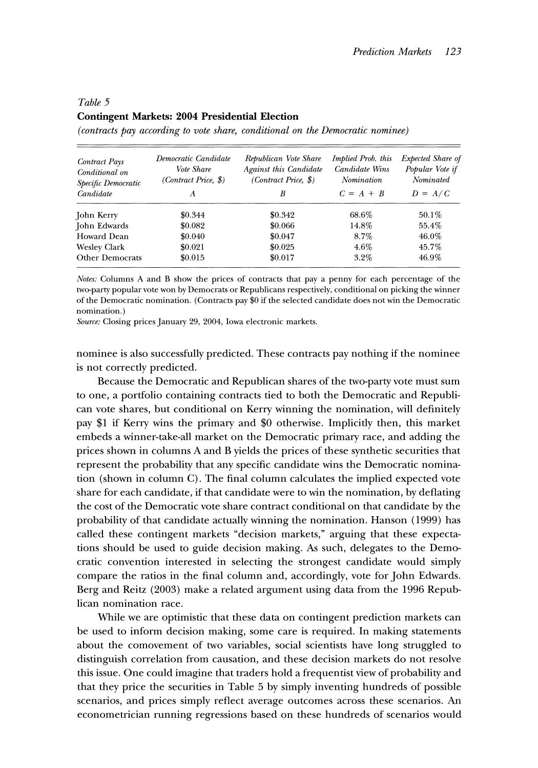*Table 5*
**Contingent Markets: 2004 Presidential Election**
*(contracts pay according to vote share, conditional on the Democratic nominee)*

| *Contract Pays Conditional on Specific Democratic Candidate* | *Democratic Candidate Vote Share (Contract Price, \$)* A | *Republican Vote Share Against this Candidate (Contract Price, \$)* B | *Implied Prob. this Candidate Wins Nomination* $C = A + B$ | *Expected Share of Popular Vote if Nominated* $D = A/C$ |
|---|---|---|---|---|
| John Kerry | \$0.344 | \$0.342 | 68.6% | 50.1% |
| John Edwards | \$0.082 | \$0.066 | 14.8% | 55.4% |
| Howard Dean | \$0.040 | \$0.047 | 8.7% | 46.0% |
| Wesley Clark | \$0.021 | \$0.025 | 4.6% | 45.7% |
| Other Democrats | \$0.015 | \$0.017 | 3.2% | 46.9% |

*Notes:* Columns A and B show the prices of contracts that pay a penny for each percentage of the two-party popular vote won by Democrats or Republicans respectively, conditional on picking the winner of the Democratic nomination. (Contracts pay \$0 if the selected candidate does not win the Democratic nomination.)
*Source:* Closing prices January 29, 2004, Iowa electronic markets.

nominee is also successfully predicted. These contracts pay nothing if the nominee is not correctly predicted.

Because the Democratic and Republican shares of the two-party vote must sum to one, a portfolio containing contracts tied to both the Democratic and Republican vote shares, but conditional on Kerry winning the nomination, will definitely pay \$1 if Kerry wins the primary and \$0 otherwise. Implicitly then, this market embeds a winner-take-all market on the Democratic primary race, and adding the prices shown in columns A and B yields the prices of these synthetic securities that represent the probability that any specific candidate wins the Democratic nomination (shown in column C). The final column calculates the implied expected vote share for each candidate, if that candidate were to win the nomination, by deflating the cost of the Democratic vote share contract conditional on that candidate by the probability of that candidate actually winning the nomination. Hanson (1999) has called these contingent markets "decision markets," arguing that these expectations should be used to guide decision making. As such, delegates to the Democratic convention interested in selecting the strongest candidate would simply compare the ratios in the final column and, accordingly, vote for John Edwards. Berg and Reitz (2003) make a related argument using data from the 1996 Republican nomination race.

While we are optimistic that these data on contingent prediction markets can be used to inform decision making, some care is required. In making statements about the comovement of two variables, social scientists have long struggled to distinguish correlation from causation, and these decision markets do not resolve this issue. One could imagine that traders hold a frequentist view of probability and that they price the securities in Table 5 by simply inventing hundreds of possible scenarios, and prices simply reflect average outcomes across these scenarios. An econometrician running regressions based on these hundreds of scenarios would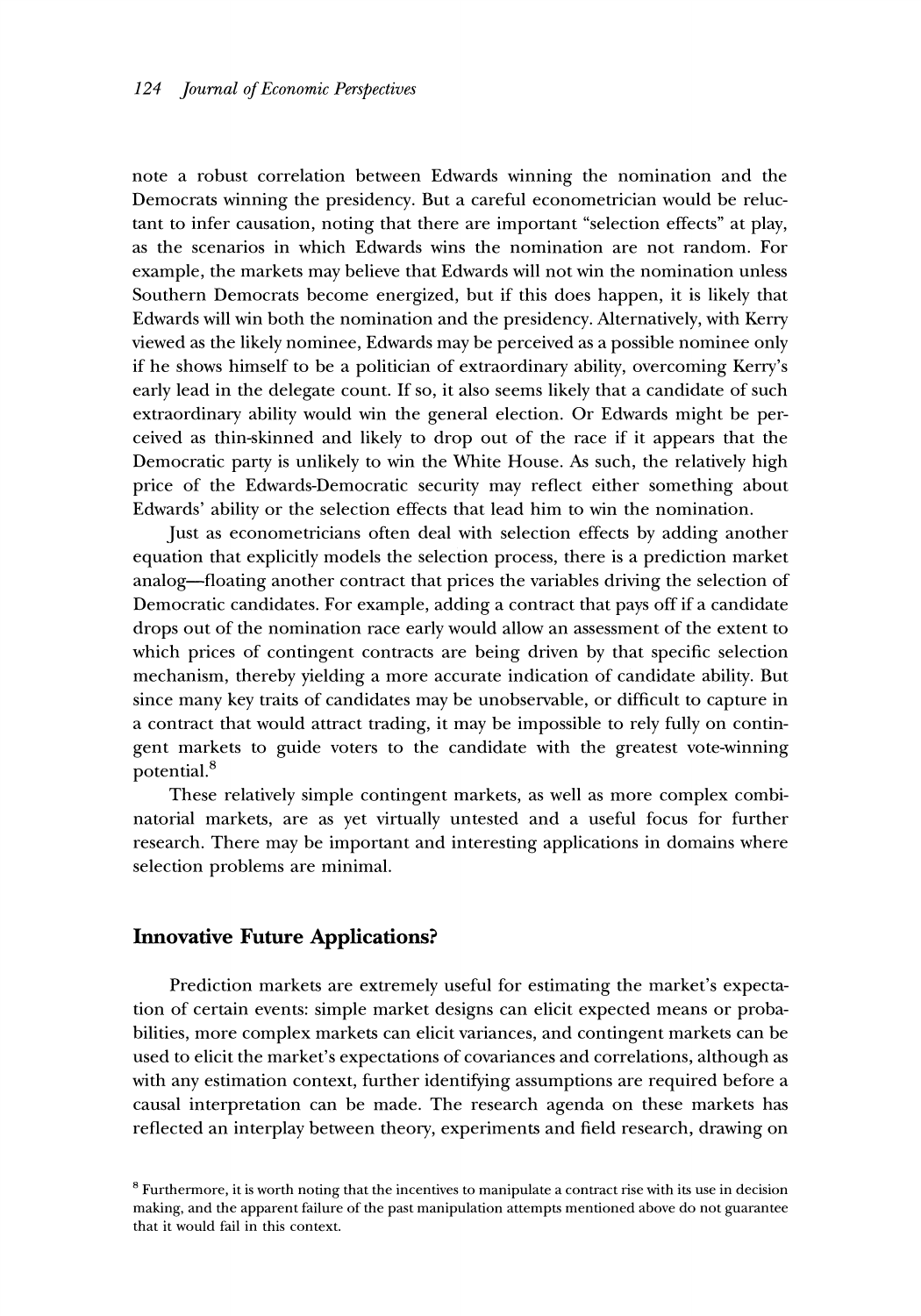note a robust correlation between Edwards winning the nomination and the Democrats winning the presidency. But a careful econometrician would be reluctant to infer causation, noting that there are important "selection effects" at play, as the scenarios in which Edwards wins the nomination are not random. For example, the markets may believe that Edwards will not win the nomination unless Southern Democrats become energized, but if this does happen, it is likely that Edwards will win both the nomination and the presidency. Alternatively, with Kerry viewed as the likely nominee, Edwards may be perceived as a possible nominee only if he shows himself to be a politician of extraordinary ability, overcoming Kerry's early lead in the delegate count. If so, it also seems likely that a candidate of such extraordinary ability would win the general election. Or Edwards might be perceived as thin-skinned and likely to drop out of the race if it appears that the Democratic party is unlikely to win the White House. As such, the relatively high price of the Edwards-Democratic security may reflect either something about Edwards' ability or the selection effects that lead him to win the nomination.

Just as econometricians often deal with selection effects by adding another equation that explicitly models the selection process, there is a prediction market analog—floating another contract that prices the variables driving the selection of Democratic candidates. For example, adding a contract that pays off if a candidate drops out of the nomination race early would allow an assessment of the extent to which prices of contingent contracts are being driven by that specific selection mechanism, thereby yielding a more accurate indication of candidate ability. But since many key traits of candidates may be unobservable, or difficult to capture in a contract that would attract trading, it may be impossible to rely fully on contingent markets to guide voters to the candidate with the greatest vote-winning potential.[8]

These relatively simple contingent markets, as well as more complex combinatorial markets, are as yet virtually untested and a useful focus for further research. There may be important and interesting applications in domains where selection problems are minimal.

## Innovative Future Applications?

Prediction markets are extremely useful for estimating the market's expectation of certain events: simple market designs can elicit expected means or probabilities, more complex markets can elicit variances, and contingent markets can be used to elicit the market's expectations of covariances and correlations, although as with any estimation context, further identifying assumptions are required before a causal interpretation can be made. The research agenda on these markets has reflected an interplay between theory, experiments and field research, drawing on

[8] Furthermore, it is worth noting that the incentives to manipulate a contract rise with its use in decision making, and the apparent failure of the past manipulation attempts mentioned above do not guarantee that it would fail in this context.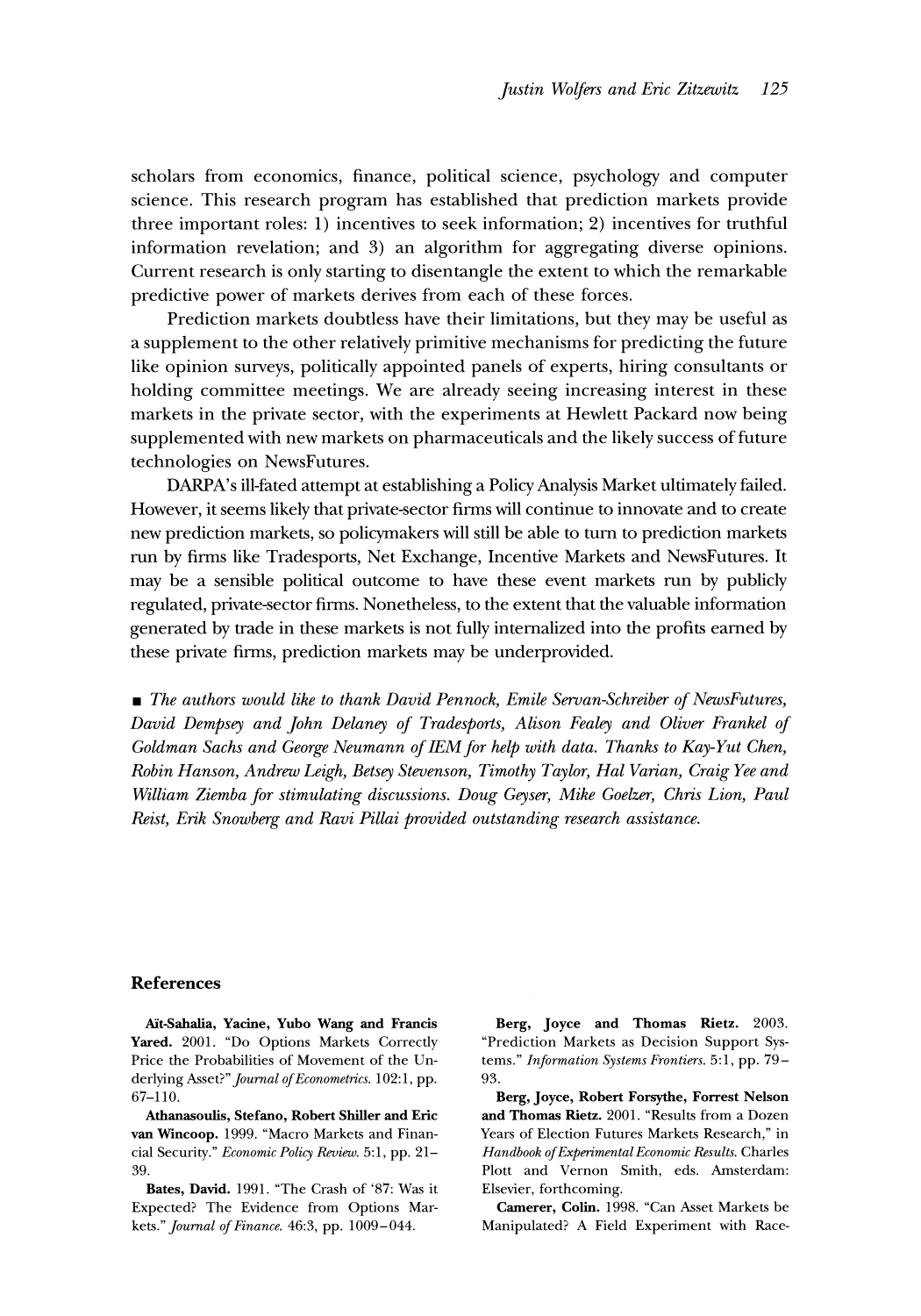scholars from economics, finance, political science, psychology and computer science. This research program has established that prediction markets provide three important roles: 1) incentives to seek information; 2) incentives for truthful information revelation; and 3) an algorithm for aggregating diverse opinions. Current research is only starting to disentangle the extent to which the remarkable predictive power of markets derives from each of these forces.

Prediction markets doubtless have their limitations, but they may be useful as a supplement to the other relatively primitive mechanisms for predicting the future like opinion surveys, politically appointed panels of experts, hiring consultants or holding committee meetings. We are already seeing increasing interest in these markets in the private sector, with the experiments at Hewlett Packard now being supplemented with new markets on pharmaceuticals and the likely success of future technologies on NewsFutures.

DARPA's ill-fated attempt at establishing a Policy Analysis Market ultimately failed. However, it seems likely that private-sector firms will continue to innovate and to create new prediction markets, so policymakers will still be able to turn to prediction markets run by firms like Tradesports, Net Exchange, Incentive Markets and NewsFutures. It may be a sensible political outcome to have these event markets run by publicly regulated, private-sector firms. Nonetheless, to the extent that the valuable information generated by trade in these markets is not fully internalized into the profits earned by these private firms, prediction markets may be underprovided.

■ *The authors would like to thank David Pennock, Emile Servan-Schreiber of NewsFutures, David Dempsey and John Delaney of Tradesports, Alison Fealey and Oliver Frankel of Goldman Sachs and George Neumann of IEM for help with data. Thanks to Kay-Yut Chen, Robin Hanson, Andrew Leigh, Betsey Stevenson, Timothy Taylor, Hal Varian, Craig Yee and William Ziemba for stimulating discussions. Doug Geyser, Mike Goelzer, Chris Lion, Paul Reist, Erik Snowberg and Ravi Pillai provided outstanding research assistance.*

## References

**Aït-Sahalia, Yacine, Yubo Wang and Francis Yared.** 2001. "Do Options Markets Correctly Price the Probabilities of Movement of the Underlying Asset?" *Journal of Econometrics.* 102:1, pp. 67–110.

**Athanasoulis, Stefano, Robert Shiller and Eric van Wincoop.** 1999. "Macro Markets and Financial Security." *Economic Policy Review.* 5:1, pp. 21–39.

**Bates, David.** 1991. "The Crash of '87: Was it Expected? The Evidence from Options Markets." *Journal of Finance.* 46:3, pp. 1009–044.

**Berg, Joyce and Thomas Rietz.** 2003. "Prediction Markets as Decision Support Systems." *Information Systems Frontiers.* 5:1, pp. 79–93.

**Berg, Joyce, Robert Forsythe, Forrest Nelson and Thomas Rietz.** 2001. "Results from a Dozen Years of Election Futures Markets Research," in *Handbook of Experimental Economic Results.* Charles Plott and Vernon Smith, eds. Amsterdam: Elsevier, forthcoming.

**Camerer, Colin.** 1998. "Can Asset Markets be Manipulated? A Field Experiment with Race-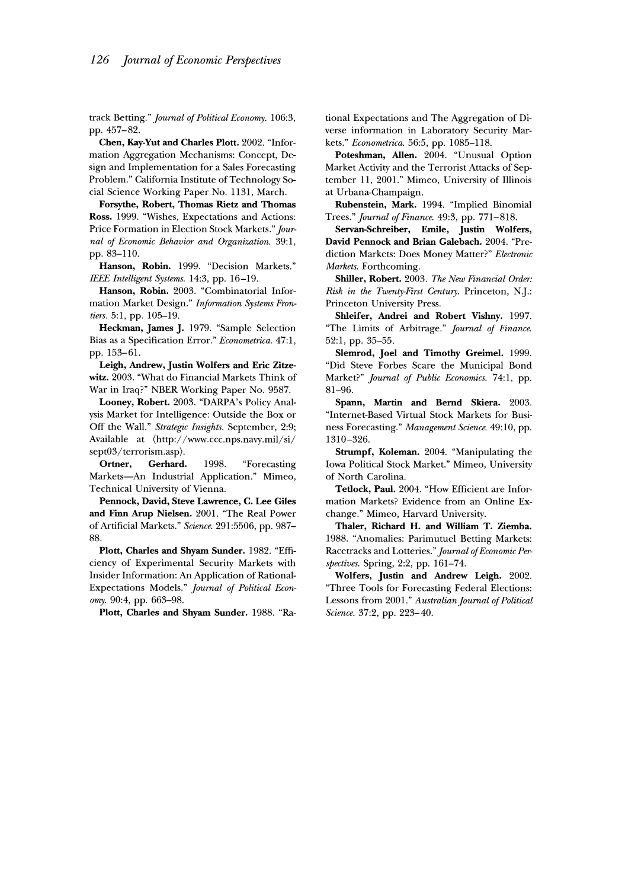track Betting." *Journal of Political Economy*. 106:3, pp. 457–82.

**Chen, Kay-Yut and Charles Plott.** 2002. "Information Aggregation Mechanisms: Concept, Design and Implementation for a Sales Forecasting Problem." California Institute of Technology Social Science Working Paper No. 1131, March.

**Forsythe, Robert, Thomas Rietz and Thomas Ross.** 1999. "Wishes, Expectations and Actions: Price Formation in Election Stock Markets." *Journal of Economic Behavior and Organization*. 39:1, pp. 83–110.

**Hanson, Robin.** 1999. "Decision Markets." *IEEE Intelligent Systems*. 14:3, pp. 16–19.

**Hanson, Robin.** 2003. "Combinatorial Information Market Design." *Information Systems Frontiers*. 5:1, pp. 105–19.

**Heckman, James J.** 1979. "Sample Selection Bias as a Specification Error." *Econometrica*. 47:1, pp. 153–61.

**Leigh, Andrew, Justin Wolfers and Eric Zitzewitz.** 2003. "What do Financial Markets Think of War in Iraq?" NBER Working Paper No. 9587.

**Looney, Robert.** 2003. "DARPA's Policy Analysis Market for Intelligence: Outside the Box or Off the Wall." *Strategic Insights*. September, 2:9; Available at ⟨http://www.ccc.nps.navy.mil/si/sept03/terrorism.asp⟩.

**Ortner, Gerhard.** 1998. "Forecasting Markets—An Industrial Application." Mimeo, Technical University of Vienna.

**Pennock, David, Steve Lawrence, C. Lee Giles and Finn Arup Nielsen.** 2001. "The Real Power of Artificial Markets." *Science*. 291:5506, pp. 987–88.

**Plott, Charles and Shyam Sunder.** 1982. "Efficiency of Experimental Security Markets with Insider Information: An Application of Rational-Expectations Models." *Journal of Political Economy*. 90:4, pp. 663–98.

**Plott, Charles and Shyam Sunder.** 1988. "Rational Expectations and The Aggregation of Diverse information in Laboratory Security Markets." *Econometrica*. 56:5, pp. 1085–118.

**Poteshman, Allen.** 2004. "Unusual Option Market Activity and the Terrorist Attacks of September 11, 2001." Mimeo, University of Illinois at Urbana-Champaign.

**Rubenstein, Mark.** 1994. "Implied Binomial Trees." *Journal of Finance*. 49:3, pp. 771–818.

**Servan-Schreiber, Emile, Justin Wolfers, David Pennock and Brian Galebach.** 2004. "Prediction Markets: Does Money Matter?" *Electronic Markets*. Forthcoming.

**Shiller, Robert.** 2003. *The New Financial Order: Risk in the Twenty-First Century*. Princeton, N.J.: Princeton University Press.

**Shleifer, Andrei and Robert Vishny.** 1997. "The Limits of Arbitrage." *Journal of Finance*. 52:1, pp. 35–55.

**Slemrod, Joel and Timothy Greimel.** 1999. "Did Steve Forbes Scare the Municipal Bond Market?" *Journal of Public Economics*. 74:1, pp. 81–96.

**Spann, Martin and Bernd Skiera.** 2003. "Internet-Based Virtual Stock Markets for Business Forecasting." *Management Science*. 49:10, pp. 1310–326.

**Strumpf, Koleman.** 2004. "Manipulating the Iowa Political Stock Market." Mimeo, University of North Carolina.

**Tetlock, Paul.** 2004. "How Efficient are Information Markets? Evidence from an Online Exchange." Mimeo, Harvard University.

**Thaler, Richard H. and William T. Ziemba.** 1988. "Anomalies: Parimutuel Betting Markets: Racetracks and Lotteries." *Journal of Economic Perspectives*. Spring, 2:2, pp. 161–74.

**Wolfers, Justin and Andrew Leigh.** 2002. "Three Tools for Forecasting Federal Elections: Lessons from 2001." *Australian Journal of Political Science*. 37:2, pp. 223–40.